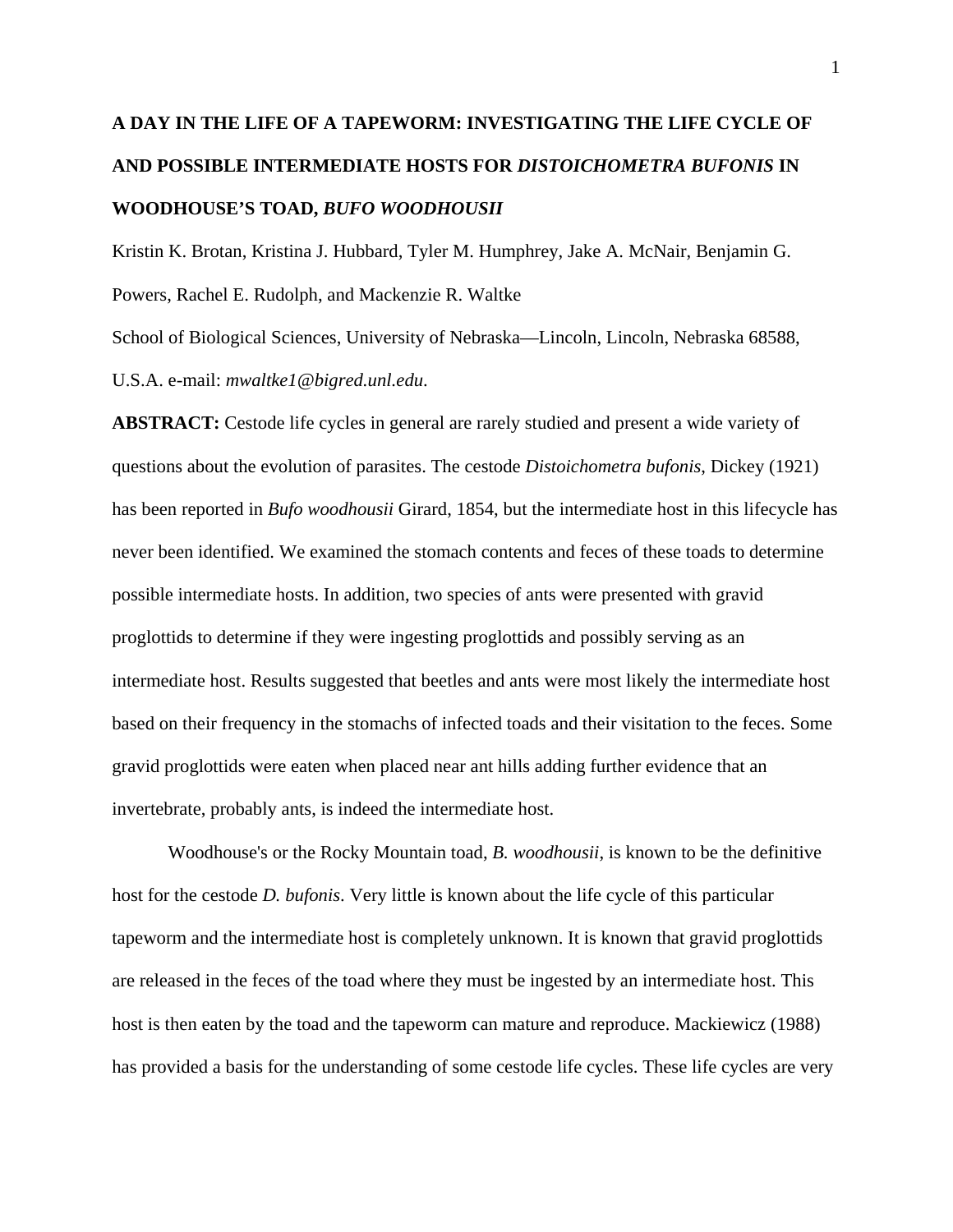# A DAY IN THE LIFE OF A TAPEWORM: INVESTIGATING THE LIFE CYCLE OF AND POSSIBLE INTERMEDIATE HOSTS FOR *DISTOICHOMETRA BUFONIS* IN WOODHOUSE'S TOAD, *BUFO WOODHOUSII*

Kristin K. Brotan, Kristina J. Hubbard, Tyler M. Humphrey, Jake A. McNair, Benjamin G. Powers, Rachel E. Rudolph, and Mackenzie R. Waltke

School of Biological Sciences, University of Nebraska—Lincoln, Lincoln, Nebraska 68588, U.S.A. e-mail: *mwaltke1@bigred.unl.edu*.

**ABSTRACT:** Cestode life cycles in general are rarely studied and present a wide variety of questions about the evolution of parasites. The cestode *Distoichometra bufonis*, Dickey (1921) has been reported in *Bufo woodhousii* Girard, 1854, but the intermediate host in this lifecycle has never been identified. We examined the stomach contents and feces of these toads to determine possible intermediate hosts. In addition, two species of ants were presented with gravid proglottids to determine if they were ingesting proglottids and possibly serving as an intermediate host. Results suggested that beetles and ants were most likely the intermediate host based on their frequency in the stomachs of infected toads and their visitation to the feces. Some gravid proglottids were eaten when placed near ant hills adding further evidence that an invertebrate, probably ants, is indeed the intermediate host.

Woodhouse's or the Rocky Mountain toad, *B. woodhousii*, is known to be the definitive host for the cestode *D. bufonis*. Very little is known about the life cycle of this particular tapeworm and the intermediate host is completely unknown. It is known that gravid proglottids are released in the feces of the toad where they must be ingested by an intermediate host. This host is then eaten by the toad and the tapeworm can mature and reproduce. Mackiewicz (1988) has provided a basis for the understanding of some cestode life cycles. These life cycles are very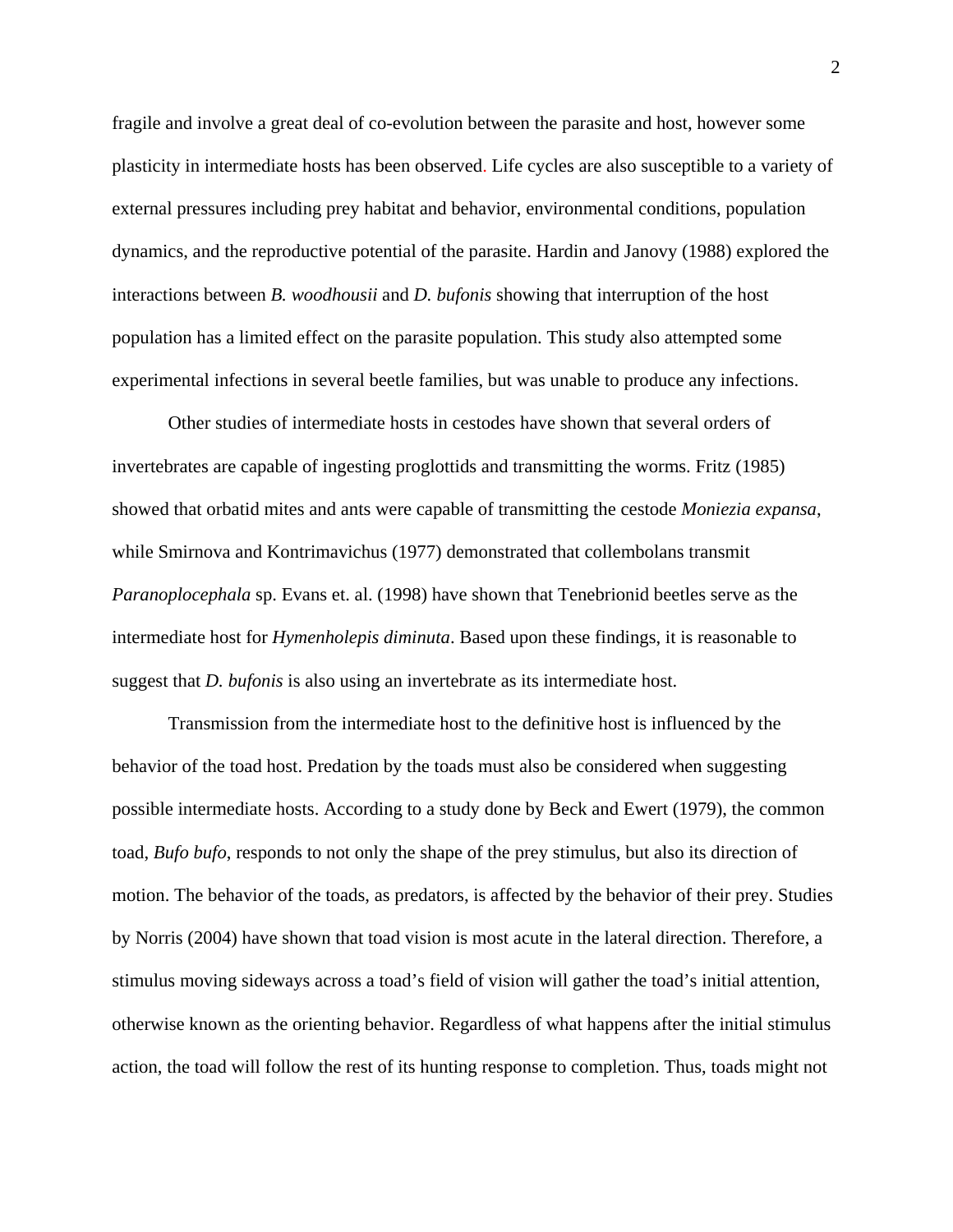fragile and involve a great deal of co-evolution between the parasite and host, however some plasticity in intermediate hosts has been observed. Life cycles are also susceptible to a variety of external pressures including prey habitat and behavior, environmental conditions, population dynamics, and the reproductive potential of the parasite. Hardin and Janovy (1988) explored the interactions between *B. woodhousii* and *D. bufonis* showing that interruption of the host population has a limited effect on the parasite population. This study also attempted some experimental infections in several beetle families, but was unable to produce any infections.

Other studies of intermediate hosts in cestodes have shown that several orders of invertebrates are capable of ingesting proglottids and transmitting the worms. Fritz (1985) showed that orbatid mites and ants were capable of transmitting the cestode *Moniezia expansa*, while Smirnova and Kontrimavichus (1977) demonstrated that collembolans transmit *Paranoplocephala* sp. Evans et. al. (1998) have shown that Tenebrionid beetles serve as the intermediate host for *Hymenholepis diminuta*. Based upon these findings, it is reasonable to suggest that *D. bufonis* is also using an invertebrate as its intermediate host.

Transmission from the intermediate host to the definitive host is influenced by the behavior of the toad host. Predation by the toads must also be considered when suggesting possible intermediate hosts. According to a study done by Beck and Ewert (1979), the common toad, *Bufo bufo*, responds to not only the shape of the prey stimulus, but also its direction of motion. The behavior of the toads, as predators, is affected by the behavior of their prey. Studies by Norris (2004) have shown that toad vision is most acute in the lateral direction. Therefore, a stimulus moving sideways across a toad's field of vision will gather the toad's initial attention, otherwise known as the orienting behavior. Regardless of what happens after the initial stimulus action, the toad will follow the rest of its hunting response to completion. Thus, toads might not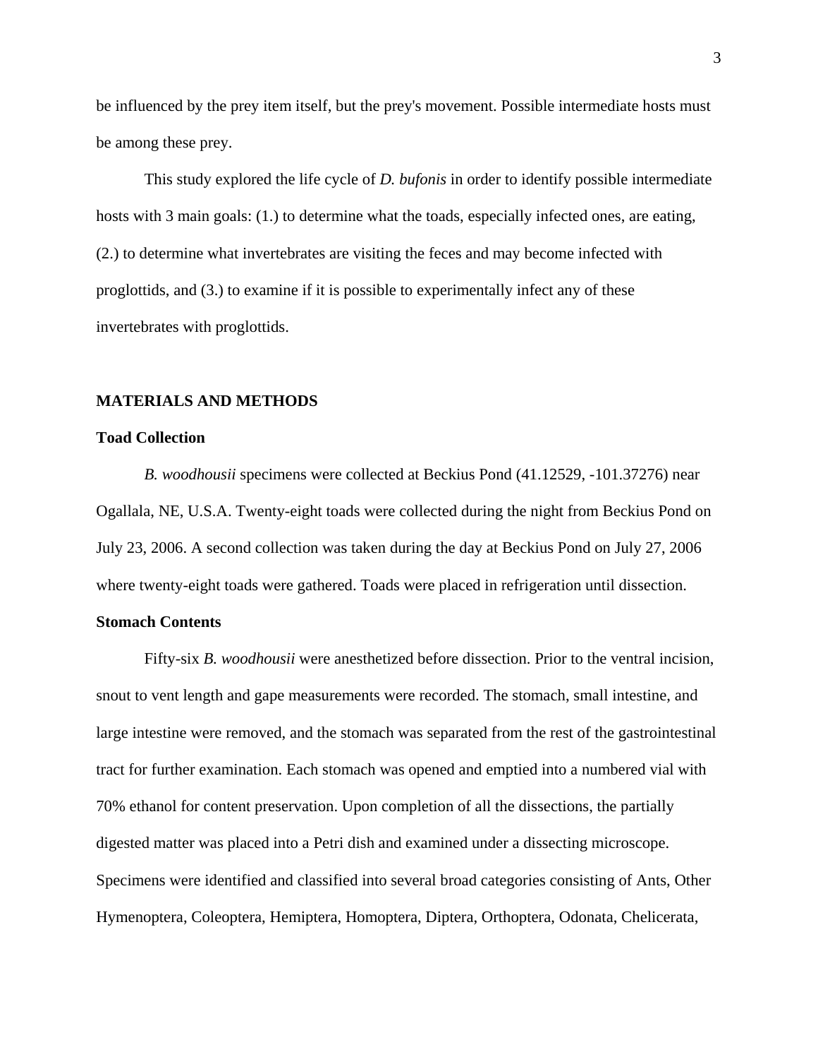be influenced by the prey item itself, but the prey's movement. Possible intermediate hosts must be among these prey.

This study explored the life cycle of *D. bufonis* in order to identify possible intermediate hosts with 3 main goals: (1.) to determine what the toads, especially infected ones, are eating, (2.) to determine what invertebrates are visiting the feces and may become infected with proglottids, and (3.) to examine if it is possible to experimentally infect any of these invertebrates with proglottids.

## MATERIALS AND METHODS

### Toad Collection

*B. woodhousii* specimens were collected at Beckius Pond (41.12529, -101.37276) near Ogallala, NE, U.S.A. Twenty-eight toads were collected during the night from Beckius Pond on July 23, 2006. A second collection was taken during the day at Beckius Pond on July 27, 2006 where twenty-eight toads were gathered. Toads were placed in refrigeration until dissection.

### Stomach Contents

Fifty-six *B. woodhousii* were anesthetized before dissection. Prior to the ventral incision, snout to vent length and gape measurements were recorded. The stomach, small intestine, and large intestine were removed, and the stomach was separated from the rest of the gastrointestinal tract for further examination. Each stomach was opened and emptied into a numbered vial with 70% ethanol for content preservation. Upon completion of all the dissections, the partially digested matter was placed into a Petri dish and examined under a dissecting microscope. Specimens were identified and classified into several broad categories consisting of Ants, Other Hymenoptera, Coleoptera, Hemiptera, Homoptera, Diptera, Orthoptera, Odonata, Chelicerata,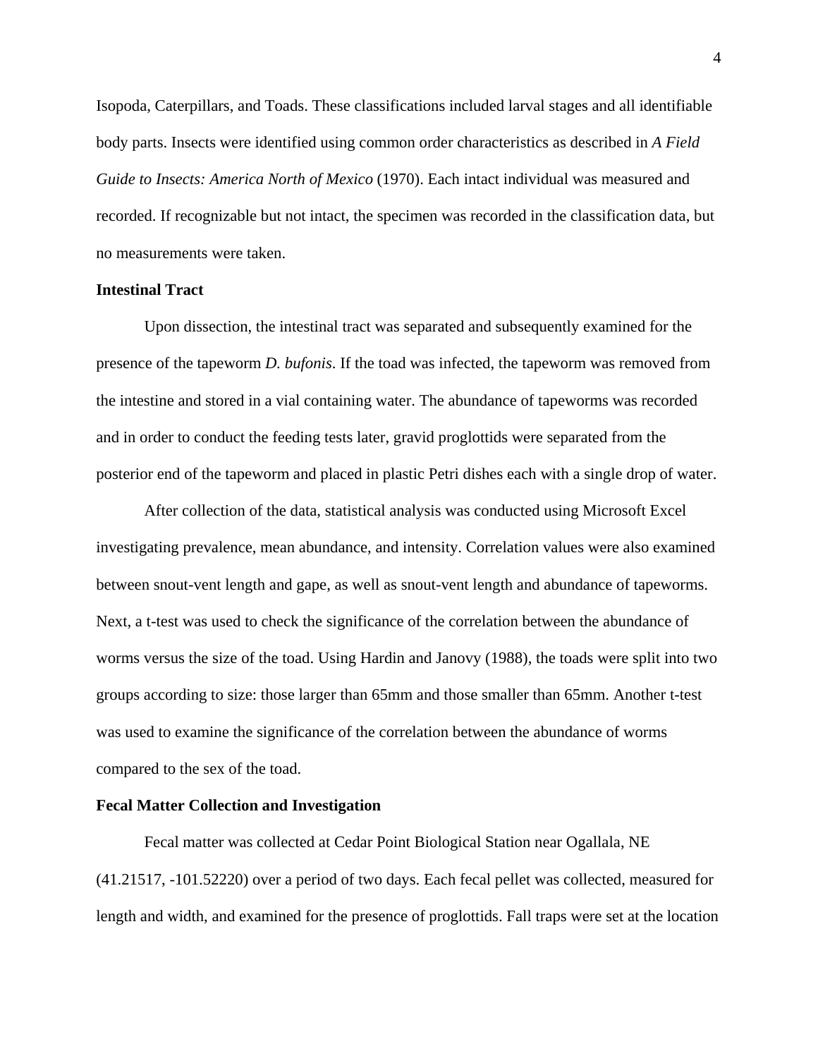Isopoda, Caterpillars, and Toads. These classifications included larval stages and all identifiable body parts. Insects were identified using common order characteristics as described in *A Field Guide to Insects: America North of Mexico* (1970). Each intact individual was measured and recorded. If recognizable but not intact, the specimen was recorded in the classification data, but no measurements were taken.

**Intestinal Tract**

Upon dissection, the intestinal tract was separated and subsequently examined for the presence of the tapeworm *D. bufonis*. If the toad was infected, the tapeworm was removed from the intestine and stored in a vial containing water. The abundance of tapeworms was recorded and in order to conduct the feeding tests later, gravid proglottids were separated from the posterior end of the tapeworm and placed in plastic Petri dishes each with a single drop of water.

After collection of the data, statistical analysis was conducted using Microsoft Excel investigating prevalence, mean abundance, and intensity. Correlation values were also examined between snout-vent length and gape, as well as snout-vent length and abundance of tapeworms. Next, a t-test was used to check the significance of the correlation between the abundance of worms versus the size of the toad. Using Hardin and Janovy (1988), the toads were split into two groups according to size: those larger than 65mm and those smaller than 65mm. Another t-test was used to examine the significance of the correlation between the abundance of worms compared to the sex of the toad.

**Fecal Matter Collection and Investigation**

Fecal matter was collected at Cedar Point Biological Station near Ogallala, NE (41.21517, -101.52220) over a period of two days. Each fecal pellet was collected, measured for length and width, and examined for the presence of proglottids. Fall traps were set at the location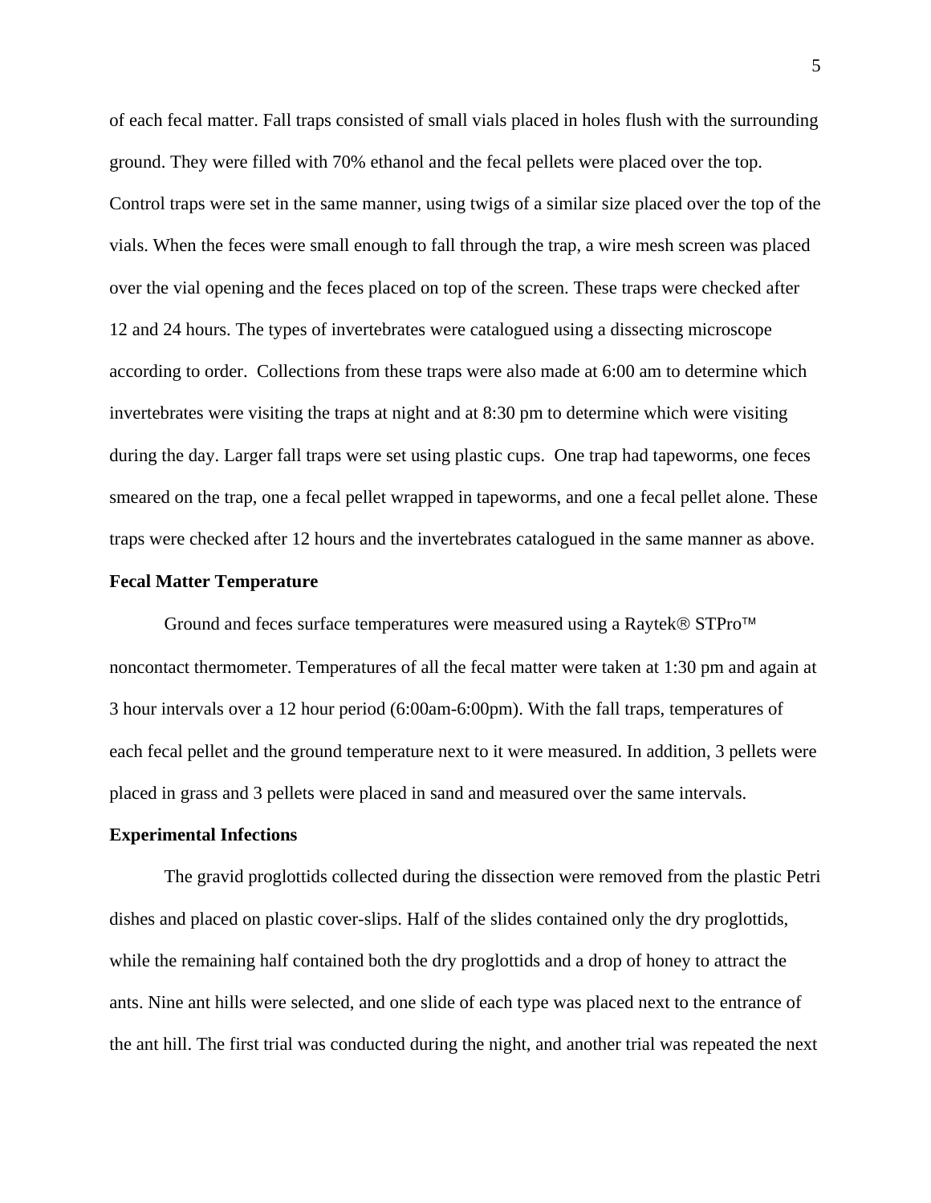of each fecal matter. Fall traps consisted of small vials placed in holes flush with the surrounding ground. They were filled with 70% ethanol and the fecal pellets were placed over the top. Control traps were set in the same manner, using twigs of a similar size placed over the top of the vials. When the feces were small enough to fall through the trap, a wire mesh screen was placed over the vial opening and the feces placed on top of the screen. These traps were checked after 12 and 24 hours. The types of invertebrates were catalogued using a dissecting microscope according to order. Collections from these traps were also made at 6:00 am to determine which invertebrates were visiting the traps at night and at 8:30 pm to determine which were visiting during the day. Larger fall traps were set using plastic cups. One trap had tapeworms, one feces smeared on the trap, one a fecal pellet wrapped in tapeworms, and one a fecal pellet alone. These traps were checked after 12 hours and the invertebrates catalogued in the same manner as above.

**Fecal Matter Temperature**

Ground and feces surface temperatures were measured using a Raytek® STPro™ noncontact thermometer. Temperatures of all the fecal matter were taken at 1:30 pm and again at 3 hour intervals over a 12 hour period (6:00am-6:00pm). With the fall traps, temperatures of each fecal pellet and the ground temperature next to it were measured. In addition, 3 pellets were placed in grass and 3 pellets were placed in sand and measured over the same intervals.

**Experimental Infections**

The gravid proglottids collected during the dissection were removed from the plastic Petri dishes and placed on plastic cover-slips. Half of the slides contained only the dry proglottids, while the remaining half contained both the dry proglottids and a drop of honey to attract the ants. Nine ant hills were selected, and one slide of each type was placed next to the entrance of the ant hill. The first trial was conducted during the night, and another trial was repeated the next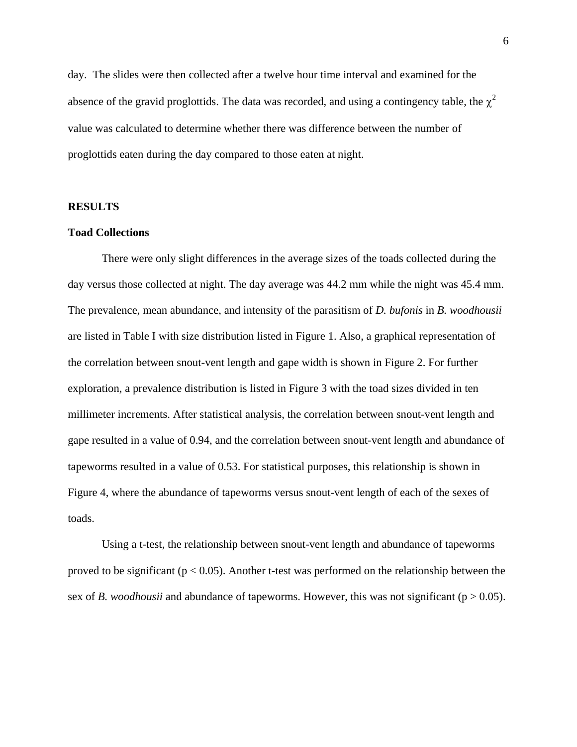day. The slides were then collected after a twelve hour time interval and examined for the absence of the gravid proglottids. The data was recorded, and using a contingency table, the $\chi^2$ value was calculated to determine whether there was difference between the number of proglottids eaten during the day compared to those eaten at night.

## RESULTS

### Toad Collections

There were only slight differences in the average sizes of the toads collected during the day versus those collected at night. The day average was 44.2 mm while the night was 45.4 mm. The prevalence, mean abundance, and intensity of the parasitism of *D. bufonis* in *B. woodhousii* are listed in Table I with size distribution listed in Figure 1. Also, a graphical representation of the correlation between snout-vent length and gape width is shown in Figure 2. For further exploration, a prevalence distribution is listed in Figure 3 with the toad sizes divided in ten millimeter increments. After statistical analysis, the correlation between snout-vent length and gape resulted in a value of 0.94, and the correlation between snout-vent length and abundance of tapeworms resulted in a value of 0.53. For statistical purposes, this relationship is shown in Figure 4, where the abundance of tapeworms versus snout-vent length of each of the sexes of toads.

Using a t-test, the relationship between snout-vent length and abundance of tapeworms proved to be significant ($p < 0.05$). Another t-test was performed on the relationship between the sex of *B. woodhousii* and abundance of tapeworms. However, this was not significant ($p > 0.05$).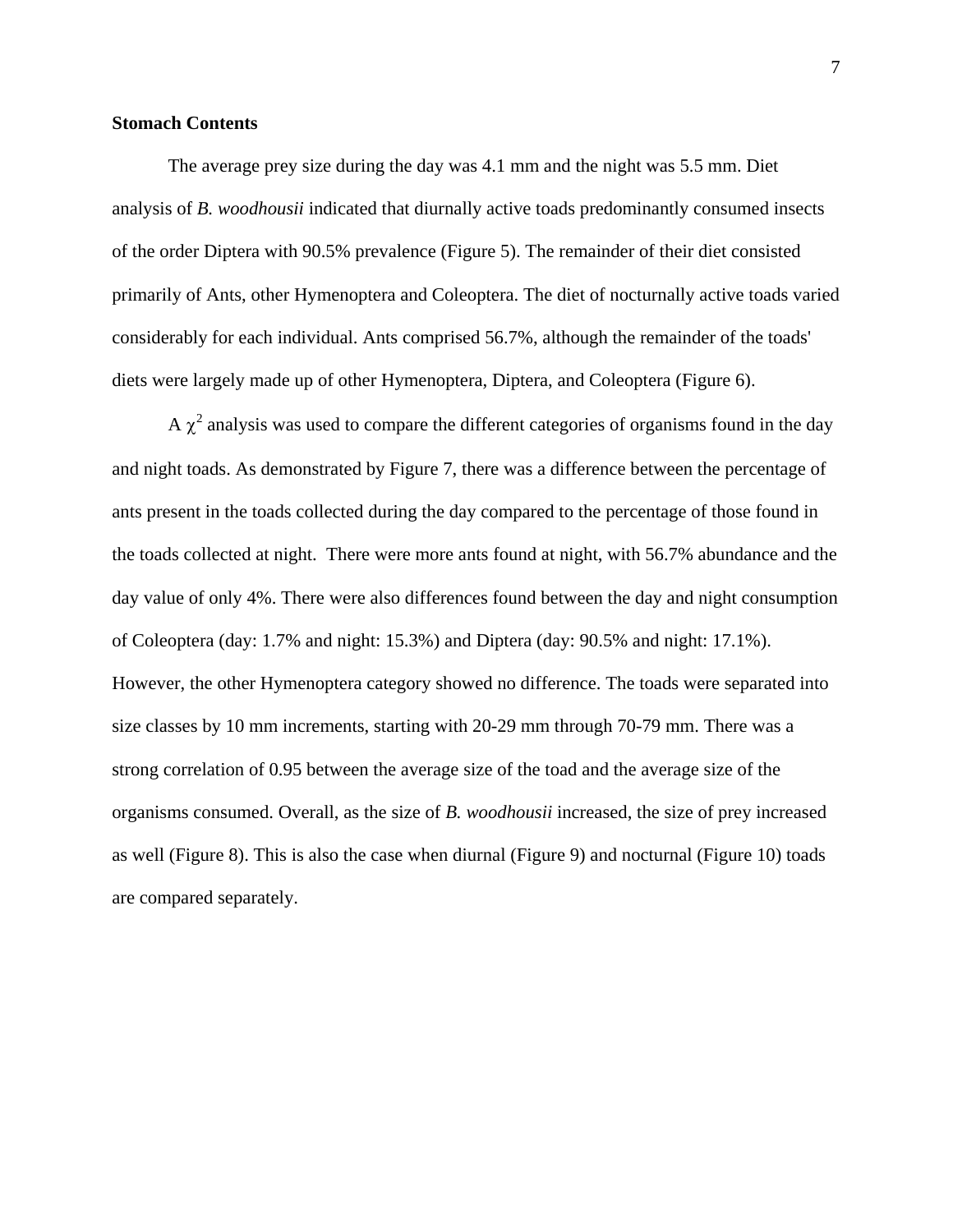## Stomach Contents

The average prey size during the day was 4.1 mm and the night was 5.5 mm. Diet analysis of *B. woodhousii* indicated that diurnally active toads predominantly consumed insects of the order Diptera with 90.5% prevalence (Figure 5). The remainder of their diet consisted primarily of Ants, other Hymenoptera and Coleoptera. The diet of nocturnally active toads varied considerably for each individual. Ants comprised 56.7%, although the remainder of the toads' diets were largely made up of other Hymenoptera, Diptera, and Coleoptera (Figure 6).

A $\chi^2$ analysis was used to compare the different categories of organisms found in the day and night toads. As demonstrated by Figure 7, there was a difference between the percentage of ants present in the toads collected during the day compared to the percentage of those found in the toads collected at night. There were more ants found at night, with 56.7% abundance and the day value of only 4%. There were also differences found between the day and night consumption of Coleoptera (day: 1.7% and night: 15.3%) and Diptera (day: 90.5% and night: 17.1%). However, the other Hymenoptera category showed no difference. The toads were separated into size classes by 10 mm increments, starting with 20-29 mm through 70-79 mm. There was a strong correlation of 0.95 between the average size of the toad and the average size of the organisms consumed. Overall, as the size of *B. woodhousii* increased, the size of prey increased as well (Figure 8). This is also the case when diurnal (Figure 9) and nocturnal (Figure 10) toads are compared separately.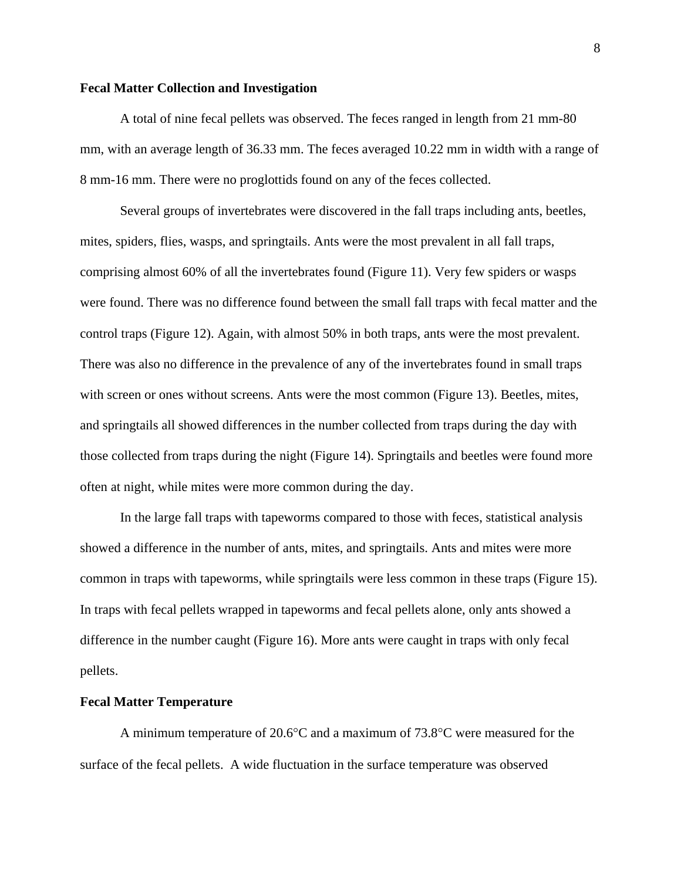### Fecal Matter Collection and Investigation

A total of nine fecal pellets was observed. The feces ranged in length from 21 mm-80 mm, with an average length of 36.33 mm. The feces averaged 10.22 mm in width with a range of 8 mm-16 mm. There were no proglottids found on any of the feces collected.

Several groups of invertebrates were discovered in the fall traps including ants, beetles, mites, spiders, flies, wasps, and springtails. Ants were the most prevalent in all fall traps, comprising almost 60% of all the invertebrates found (Figure 11). Very few spiders or wasps were found. There was no difference found between the small fall traps with fecal matter and the control traps (Figure 12). Again, with almost 50% in both traps, ants were the most prevalent. There was also no difference in the prevalence of any of the invertebrates found in small traps with screen or ones without screens. Ants were the most common (Figure 13). Beetles, mites, and springtails all showed differences in the number collected from traps during the day with those collected from traps during the night (Figure 14). Springtails and beetles were found more often at night, while mites were more common during the day.

In the large fall traps with tapeworms compared to those with feces, statistical analysis showed a difference in the number of ants, mites, and springtails. Ants and mites were more common in traps with tapeworms, while springtails were less common in these traps (Figure 15). In traps with fecal pellets wrapped in tapeworms and fecal pellets alone, only ants showed a difference in the number caught (Figure 16). More ants were caught in traps with only fecal pellets.

### Fecal Matter Temperature

A minimum temperature of 20.6°C and a maximum of 73.8°C were measured for the surface of the fecal pellets. A wide fluctuation in the surface temperature was observed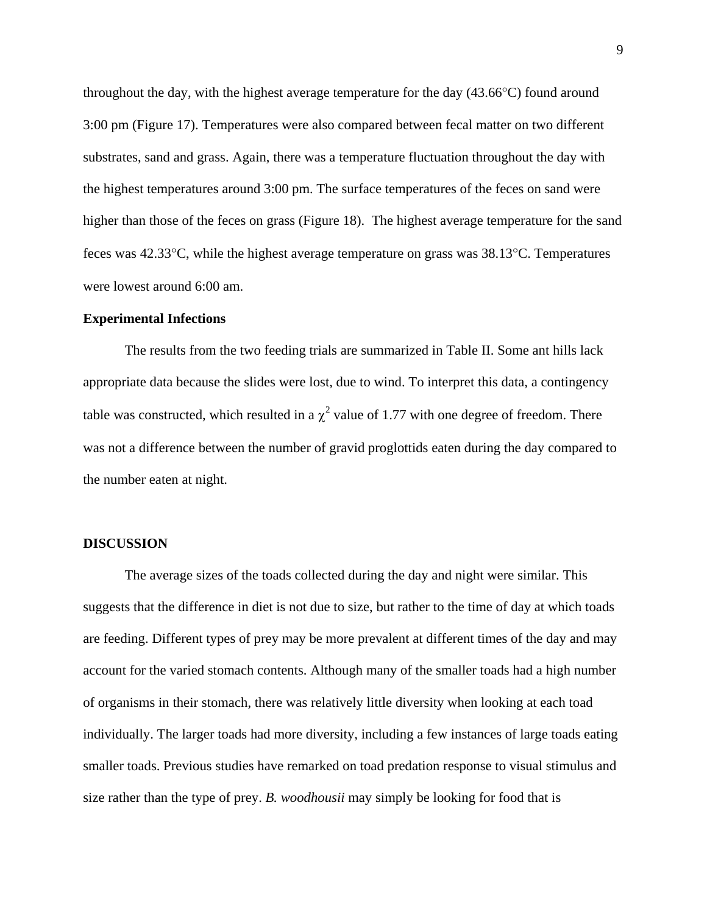throughout the day, with the highest average temperature for the day (43.66°C) found around 3:00 pm (Figure 17). Temperatures were also compared between fecal matter on two different substrates, sand and grass. Again, there was a temperature fluctuation throughout the day with the highest temperatures around 3:00 pm. The surface temperatures of the feces on sand were higher than those of the feces on grass (Figure 18). The highest average temperature for the sand feces was 42.33°C, while the highest average temperature on grass was 38.13°C. Temperatures were lowest around 6:00 am.

**Experimental Infections**

The results from the two feeding trials are summarized in Table II. Some ant hills lack appropriate data because the slides were lost, due to wind. To interpret this data, a contingency table was constructed, which resulted in a $\chi^2$ value of 1.77 with one degree of freedom. There was not a difference between the number of gravid proglottids eaten during the day compared to the number eaten at night.

## DISCUSSION

The average sizes of the toads collected during the day and night were similar. This suggests that the difference in diet is not due to size, but rather to the time of day at which toads are feeding. Different types of prey may be more prevalent at different times of the day and may account for the varied stomach contents. Although many of the smaller toads had a high number of organisms in their stomach, there was relatively little diversity when looking at each toad individually. The larger toads had more diversity, including a few instances of large toads eating smaller toads. Previous studies have remarked on toad predation response to visual stimulus and size rather than the type of prey. *B. woodhousii* may simply be looking for food that is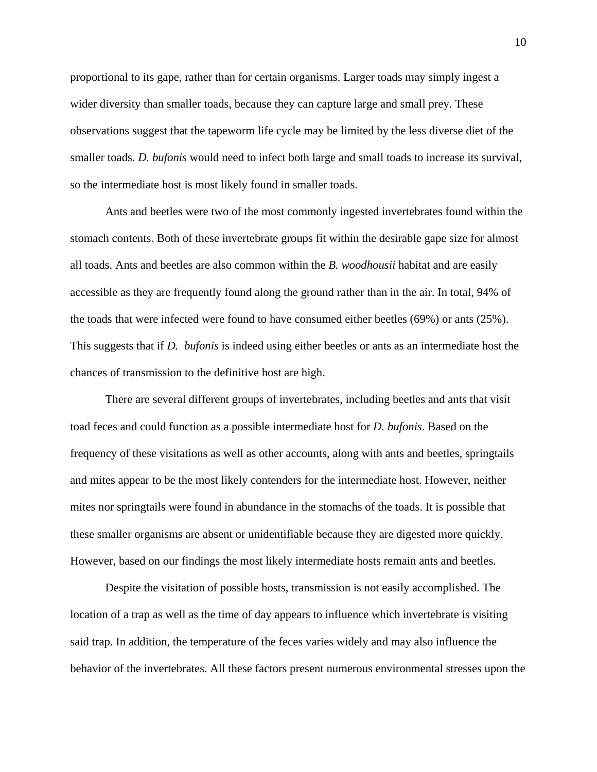proportional to its gape, rather than for certain organisms. Larger toads may simply ingest a wider diversity than smaller toads, because they can capture large and small prey. These observations suggest that the tapeworm life cycle may be limited by the less diverse diet of the smaller toads. *D. bufonis* would need to infect both large and small toads to increase its survival, so the intermediate host is most likely found in smaller toads.

Ants and beetles were two of the most commonly ingested invertebrates found within the stomach contents. Both of these invertebrate groups fit within the desirable gape size for almost all toads. Ants and beetles are also common within the *B. woodhousii* habitat and are easily accessible as they are frequently found along the ground rather than in the air. In total, 94% of the toads that were infected were found to have consumed either beetles (69%) or ants (25%). This suggests that if *D. bufonis* is indeed using either beetles or ants as an intermediate host the chances of transmission to the definitive host are high.

There are several different groups of invertebrates, including beetles and ants that visit toad feces and could function as a possible intermediate host for *D. bufonis*. Based on the frequency of these visitations as well as other accounts, along with ants and beetles, springtails and mites appear to be the most likely contenders for the intermediate host. However, neither mites nor springtails were found in abundance in the stomachs of the toads. It is possible that these smaller organisms are absent or unidentifiable because they are digested more quickly. However, based on our findings the most likely intermediate hosts remain ants and beetles.

Despite the visitation of possible hosts, transmission is not easily accomplished. The location of a trap as well as the time of day appears to influence which invertebrate is visiting said trap. In addition, the temperature of the feces varies widely and may also influence the behavior of the invertebrates. All these factors present numerous environmental stresses upon the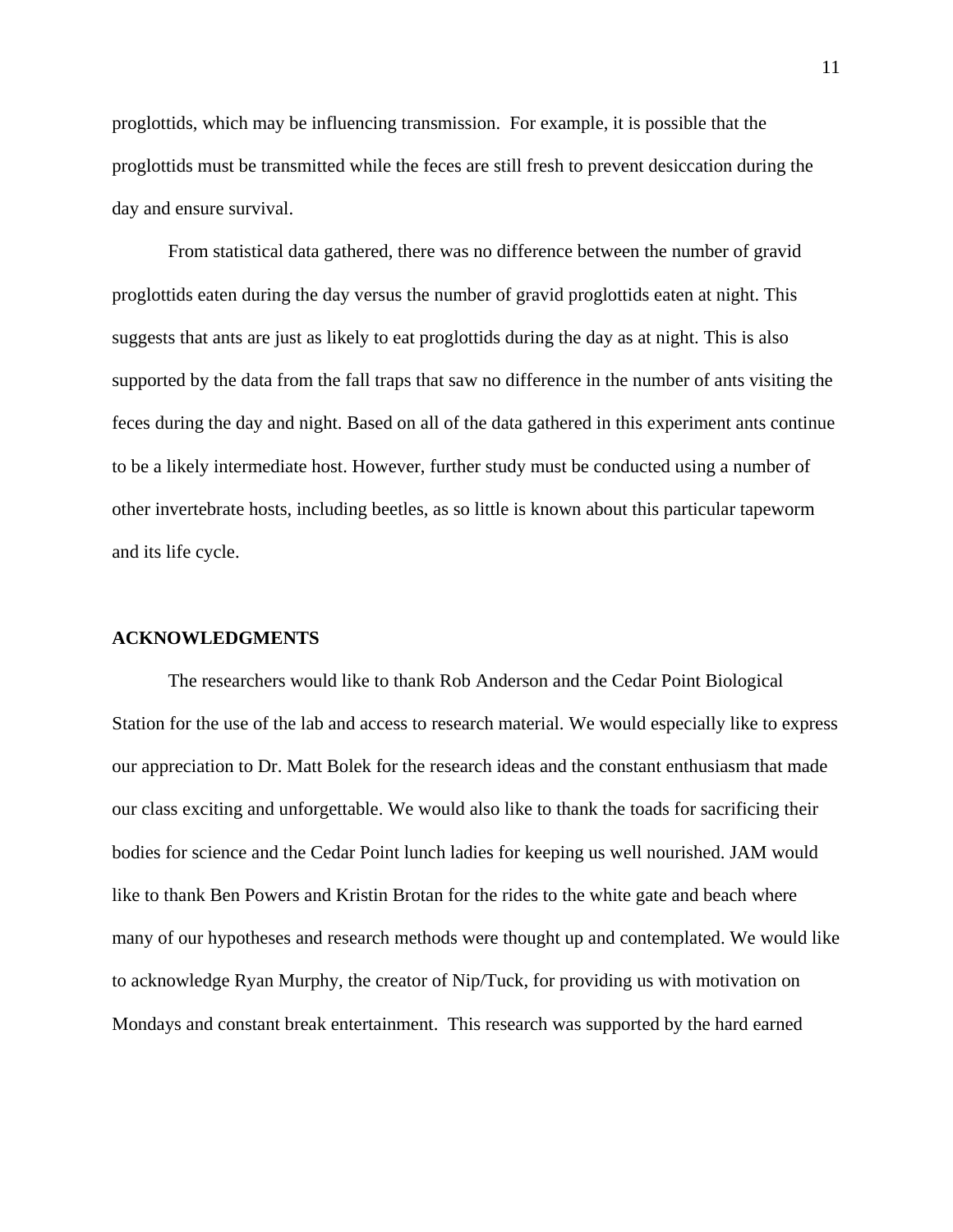proglottids, which may be influencing transmission.  For example, it is possible that the proglottids must be transmitted while the feces are still fresh to prevent desiccation during the day and ensure survival.

From statistical data gathered, there was no difference between the number of gravid proglottids eaten during the day versus the number of gravid proglottids eaten at night. This suggests that ants are just as likely to eat proglottids during the day as at night. This is also supported by the data from the fall traps that saw no difference in the number of ants visiting the feces during the day and night. Based on all of the data gathered in this experiment ants continue to be a likely intermediate host. However, further study must be conducted using a number of other invertebrate hosts, including beetles, as so little is known about this particular tapeworm and its life cycle.

**ACKNOWLEDGMENTS**

The researchers would like to thank Rob Anderson and the Cedar Point Biological Station for the use of the lab and access to research material. We would especially like to express our appreciation to Dr. Matt Bolek for the research ideas and the constant enthusiasm that made our class exciting and unforgettable. We would also like to thank the toads for sacrificing their bodies for science and the Cedar Point lunch ladies for keeping us well nourished. JAM would like to thank Ben Powers and Kristin Brotan for the rides to the white gate and beach where many of our hypotheses and research methods were thought up and contemplated. We would like to acknowledge Ryan Murphy, the creator of Nip/Tuck, for providing us with motivation on Mondays and constant break entertainment.  This research was supported by the hard earned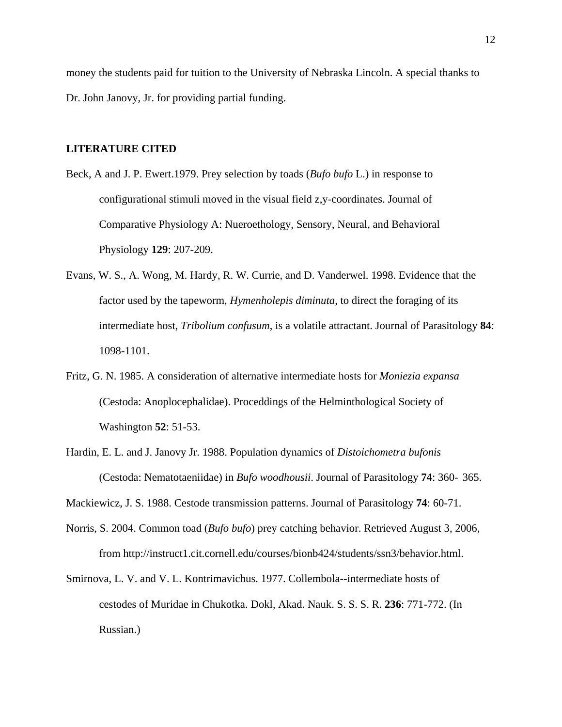money the students paid for tuition to the University of Nebraska Lincoln. A special thanks to Dr. John Janovy, Jr. for providing partial funding.

## LITERATURE CITED

Beck, A and J. P. Ewert.1979. Prey selection by toads (*Bufo bufo* L.) in response to configurational stimuli moved in the visual field z,y-coordinates. Journal of Comparative Physiology A: Nueroethology, Sensory, Neural, and Behavioral Physiology **129**: 207-209.

Evans, W. S., A. Wong, M. Hardy, R. W. Currie, and D. Vanderwel. 1998. Evidence that the factor used by the tapeworm, *Hymenholepis diminuta*, to direct the foraging of its intermediate host, *Tribolium confusum*, is a volatile attractant. Journal of Parasitology **84**: 1098-1101.

Fritz, G. N. 1985. A consideration of alternative intermediate hosts for *Moniezia expansa* (Cestoda: Anoplocephalidae). Proceddings of the Helminthological Society of Washington **52**: 51-53.

Hardin, E. L. and J. Janovy Jr. 1988. Population dynamics of *Distoichometra bufonis* (Cestoda: Nematotaeniidae) in *Bufo woodhousii*. Journal of Parasitology **74**: 360- 365.

Mackiewicz, J. S. 1988. Cestode transmission patterns. Journal of Parasitology **74**: 60-71.

Norris, S. 2004. Common toad (*Bufo bufo*) prey catching behavior. Retrieved August 3, 2006, from http://instruct1.cit.cornell.edu/courses/bionb424/students/ssn3/behavior.html.

Smirnova, L. V. and V. L. Kontrimavichus. 1977. Collembola--intermediate hosts of cestodes of Muridae in Chukotka. Dokl, Akad. Nauk. S. S. S. R. **236**: 771-772. (In Russian.)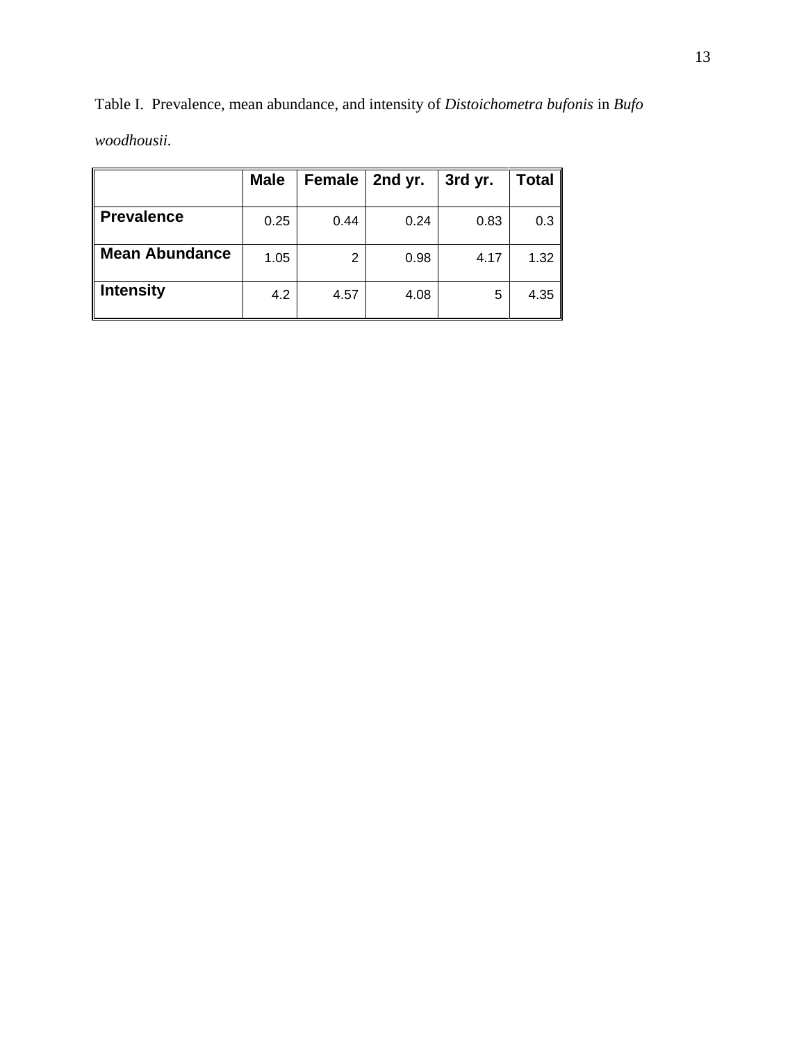Table I. Prevalence, mean abundance, and intensity of *Distoichometra bufonis* in *Bufo woodhousii.*

| | **Male** | **Female** | **2nd yr.** | **3rd yr.** | **Total** |
|---|---|---|---|---|---|
| **Prevalence** | 0.25 | 0.44 | 0.24 | 0.83 | 0.3 |
| **Mean Abundance** | 1.05 | 2 | 0.98 | 4.17 | 1.32 |
| **Intensity** | 4.2 | 4.57 | 4.08 | 5 | 4.35 |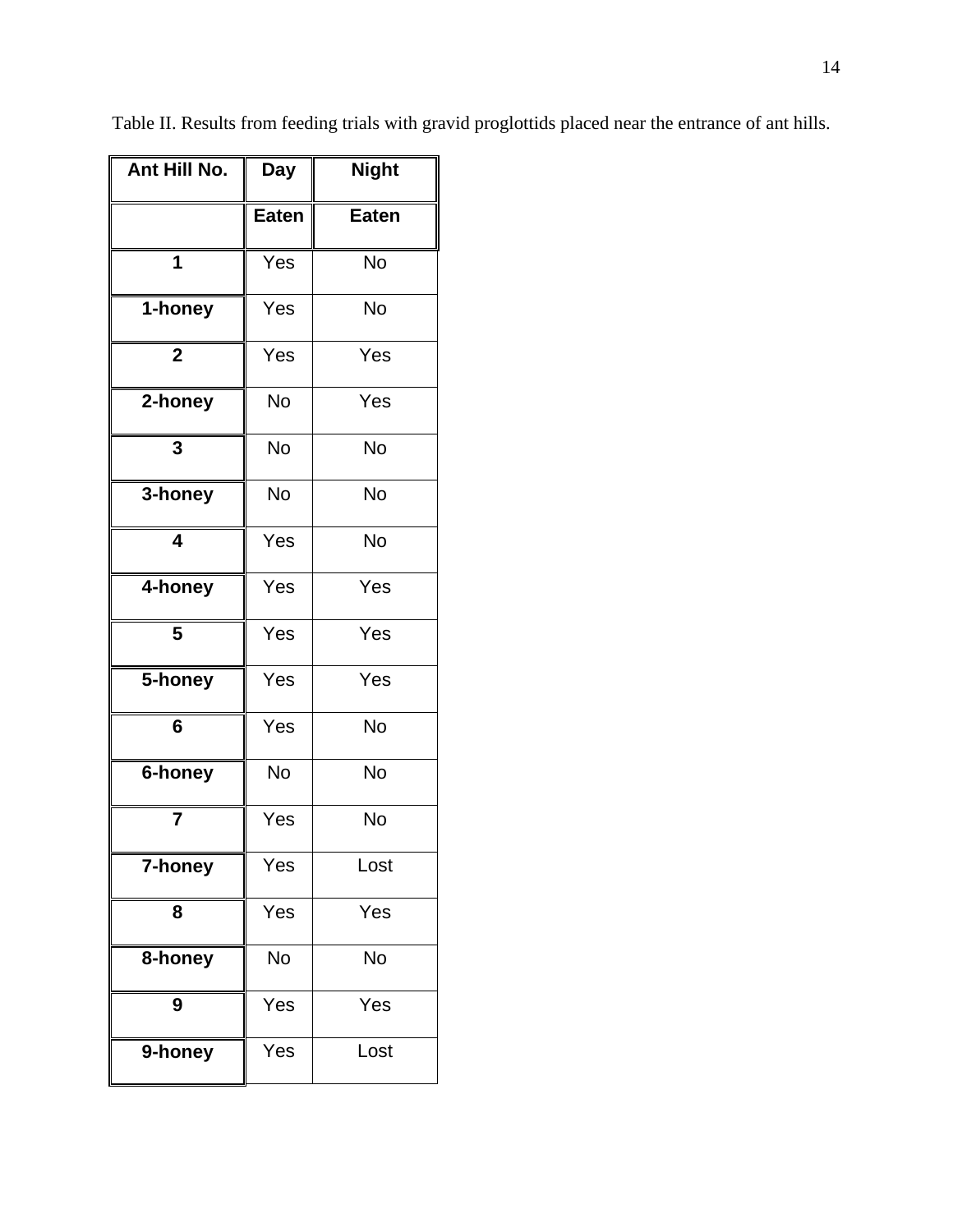Table II. Results from feeding trials with gravid proglottids placed near the entrance of ant hills.

| Ant Hill No. | Day | Night |
|---|---|---|
| | Eaten | Eaten |
| 1 | Yes | No |
| 1-honey | Yes | No |
| 2 | Yes | Yes |
| 2-honey | No | Yes |
| 3 | No | No |
| 3-honey | No | No |
| 4 | Yes | No |
| 4-honey | Yes | Yes |
| 5 | Yes | Yes |
| 5-honey | Yes | Yes |
| 6 | Yes | No |
| 6-honey | No | No |
| 7 | Yes | No |
| 7-honey | Yes | Lost |
| 8 | Yes | Yes |
| 8-honey | No | No |
| 9 | Yes | Yes |
| 9-honey | Yes | Lost |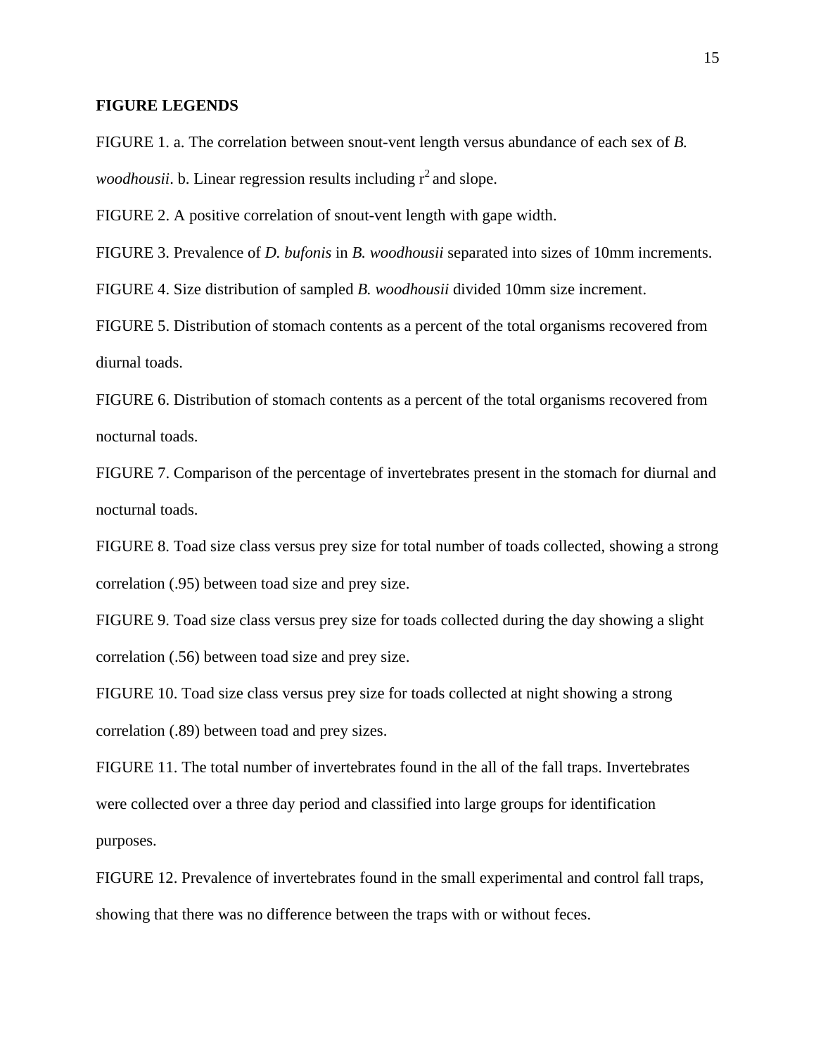**FIGURE LEGENDS**

FIGURE 1. a. The correlation between snout-vent length versus abundance of each sex of *B. woodhousii*. b. Linear regression results including $r^2$ and slope.

FIGURE 2. A positive correlation of snout-vent length with gape width.

FIGURE 3. Prevalence of *D. bufonis* in *B. woodhousii* separated into sizes of 10mm increments.

FIGURE 4. Size distribution of sampled *B. woodhousii* divided 10mm size increment.

FIGURE 5. Distribution of stomach contents as a percent of the total organisms recovered from diurnal toads.

FIGURE 6. Distribution of stomach contents as a percent of the total organisms recovered from nocturnal toads.

FIGURE 7. Comparison of the percentage of invertebrates present in the stomach for diurnal and nocturnal toads.

FIGURE 8. Toad size class versus prey size for total number of toads collected, showing a strong correlation (.95) between toad size and prey size.

FIGURE 9. Toad size class versus prey size for toads collected during the day showing a slight correlation (.56) between toad size and prey size.

FIGURE 10. Toad size class versus prey size for toads collected at night showing a strong correlation (.89) between toad and prey sizes.

FIGURE 11. The total number of invertebrates found in the all of the fall traps. Invertebrates were collected over a three day period and classified into large groups for identification purposes.

FIGURE 12. Prevalence of invertebrates found in the small experimental and control fall traps, showing that there was no difference between the traps with or without feces.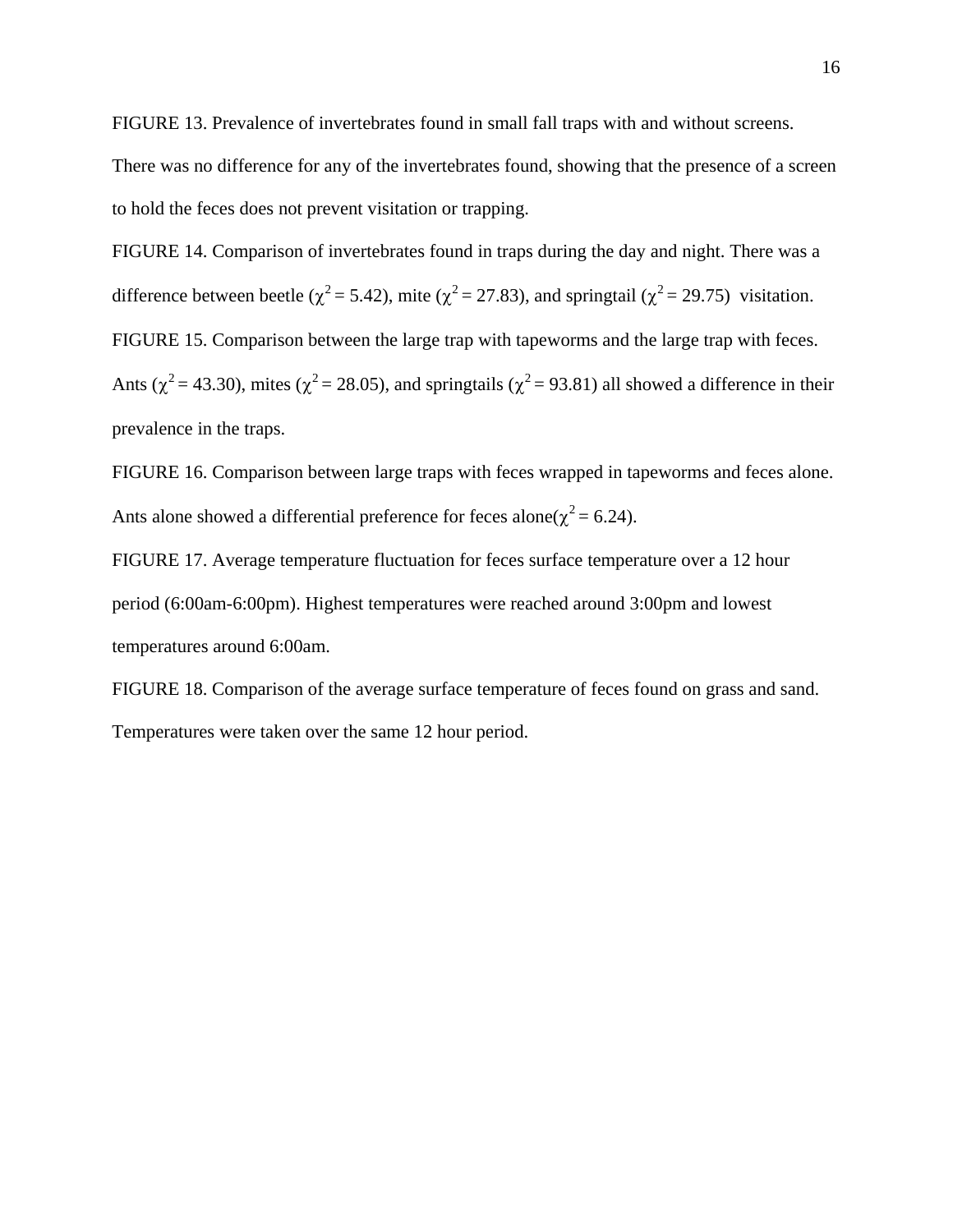FIGURE 13. Prevalence of invertebrates found in small fall traps with and without screens. There was no difference for any of the invertebrates found, showing that the presence of a screen to hold the feces does not prevent visitation or trapping.

FIGURE 14. Comparison of invertebrates found in traps during the day and night. There was a difference between beetle ($\chi^2 = 5.42$), mite ($\chi^2 = 27.83$), and springtail ($\chi^2 = 29.75$) visitation.

FIGURE 15. Comparison between the large trap with tapeworms and the large trap with feces. Ants ($\chi^2 = 43.30$), mites ($\chi^2 = 28.05$), and springtails ($\chi^2 = 93.81$) all showed a difference in their prevalence in the traps.

FIGURE 16. Comparison between large traps with feces wrapped in tapeworms and feces alone. Ants alone showed a differential preference for feces alone($\chi^2 = 6.24$).

FIGURE 17. Average temperature fluctuation for feces surface temperature over a 12 hour period (6:00am-6:00pm). Highest temperatures were reached around 3:00pm and lowest temperatures around 6:00am.

FIGURE 18. Comparison of the average surface temperature of feces found on grass and sand. Temperatures were taken over the same 12 hour period.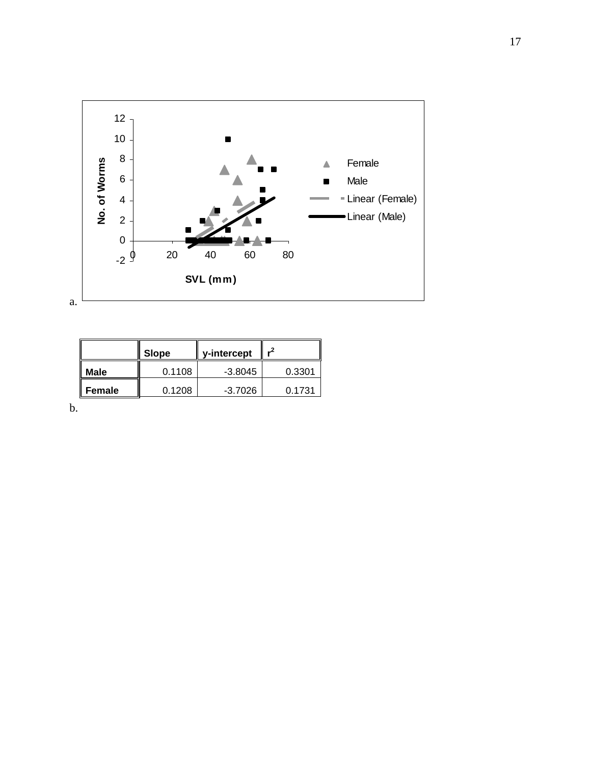a.

b.

|  | Slope | y-intercept | $r^2$ |
|---|---|---|---|
| Male | 0.1108 | -3.8045 | 0.3301 |
| Female | 0.1208 | -3.7026 | 0.1731 |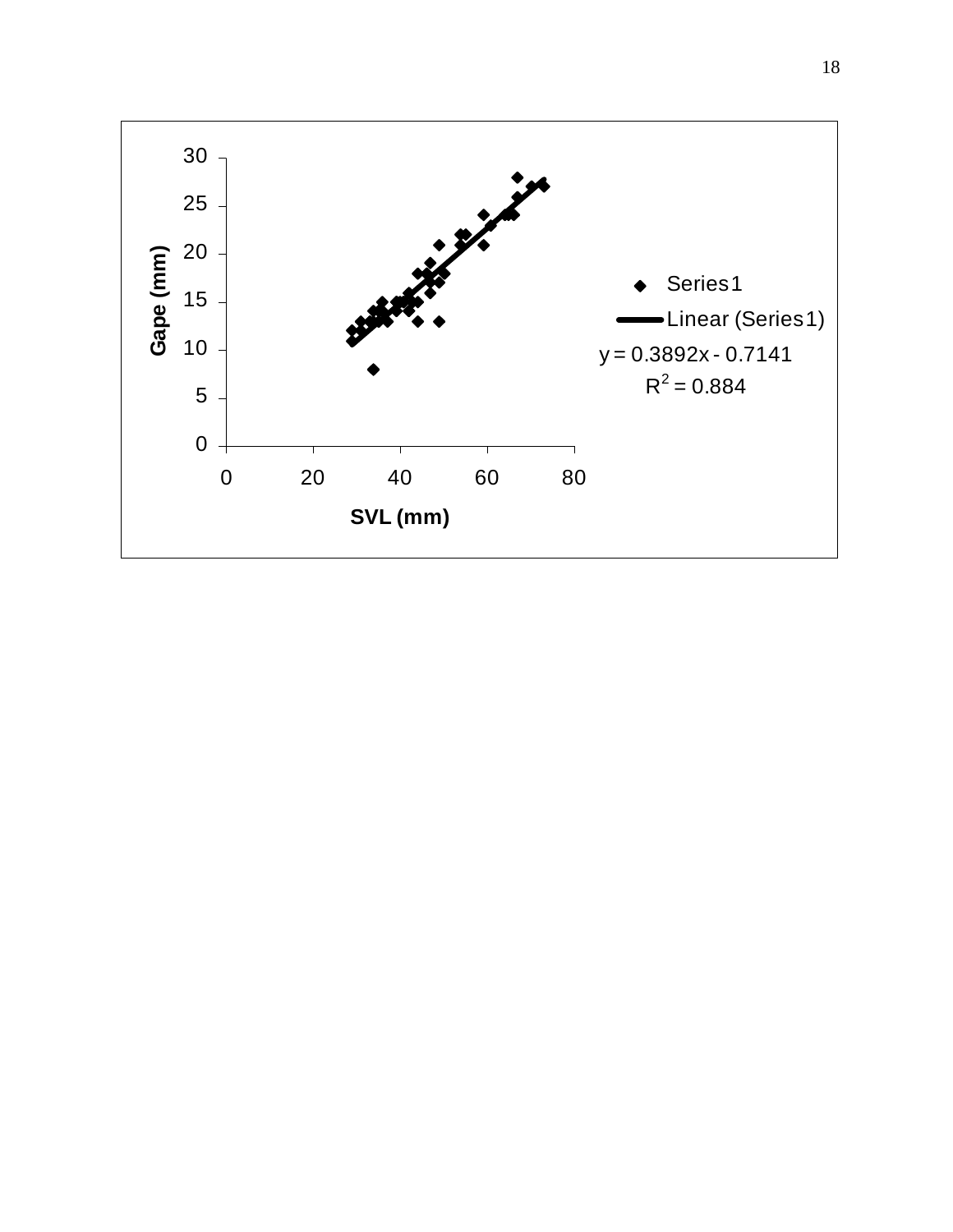Gape (mm)

SVL (mm)

Series1

Linear (Series1)

$y = 0.3892x - 0.7141$

$R^2 = 0.884$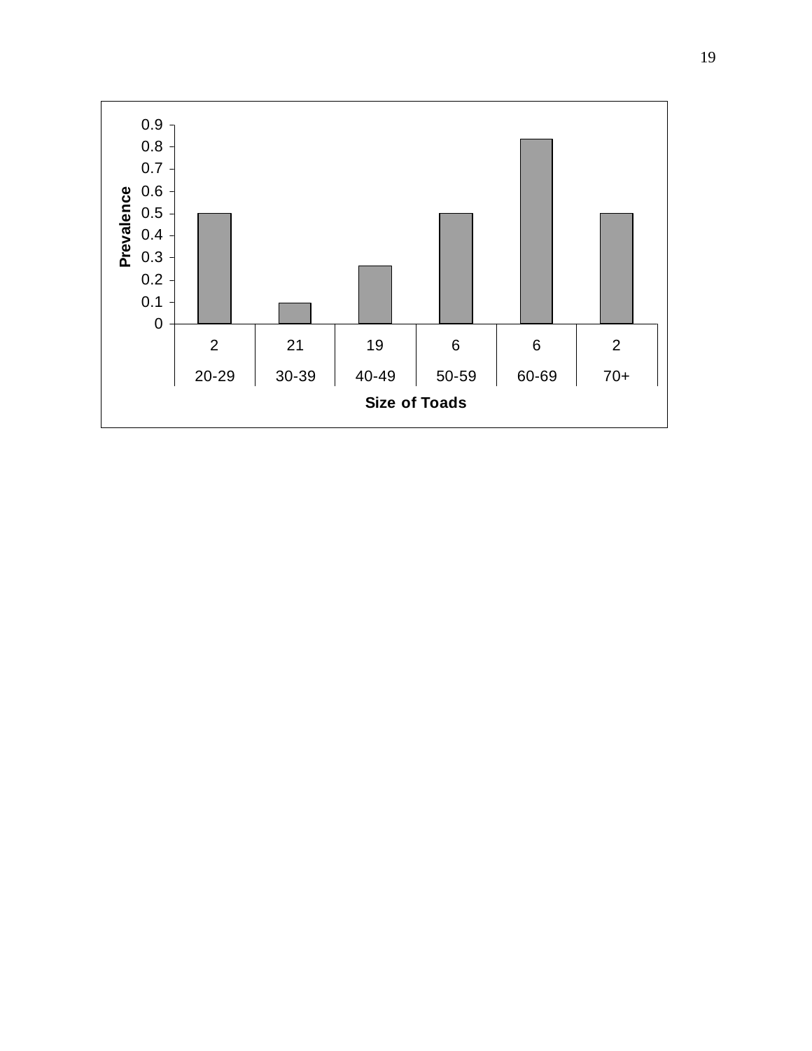| | 20-29 | 30-39 | 40-49 | 50-59 | 60-69 | 70+ |
|---|---|---|---|---|---|---|
| Number of toads | 2 | 21 | 19 | 6 | 6 | 2 |

**Prevalence** (y-axis: 0 to 0.9)

**Size of Toads** (x-axis)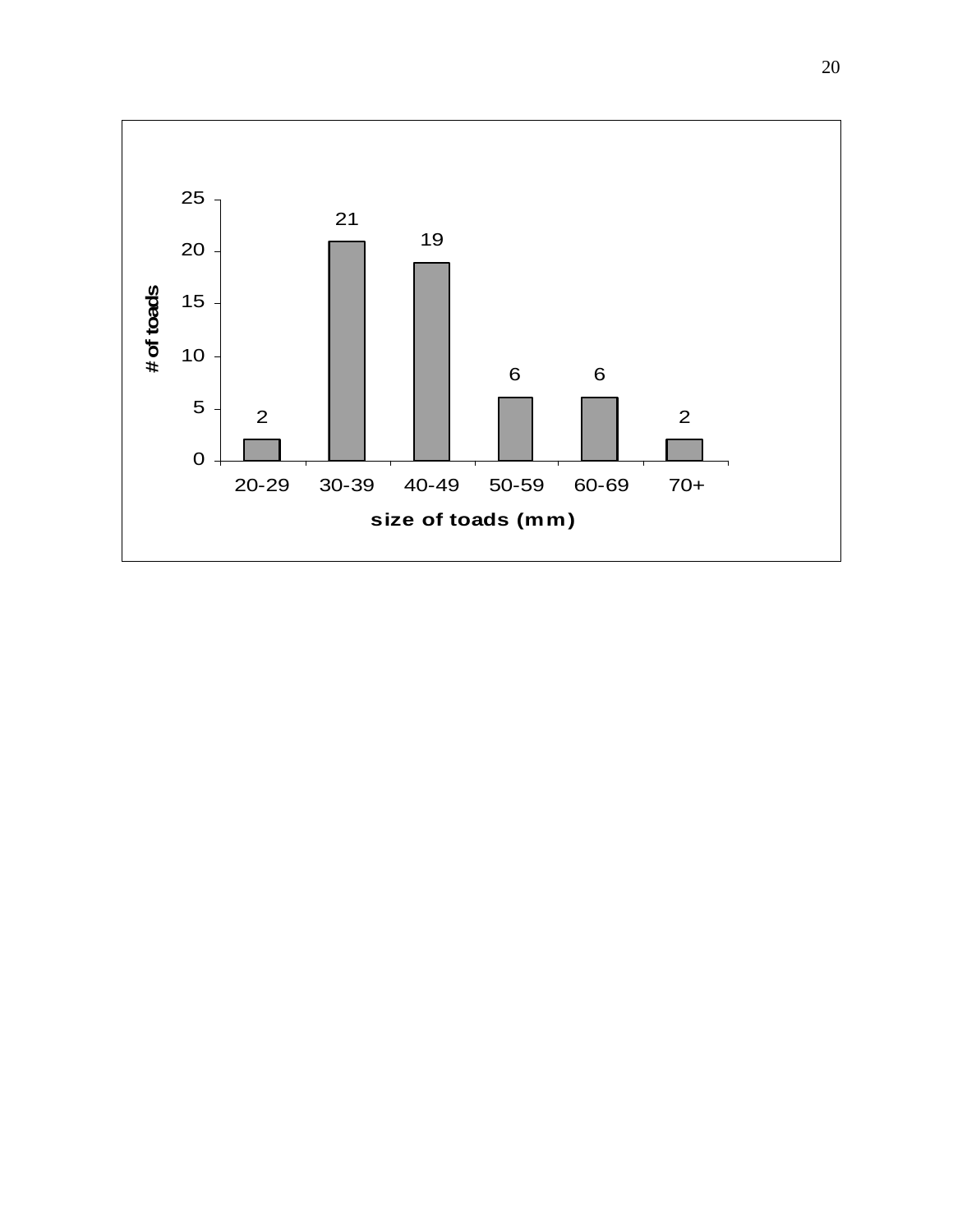| size of toads (mm) | # of toads |
| --- | --- |
| 20-29 | 2 |
| 30-39 | 21 |
| 40-49 | 19 |
| 50-59 | 6 |
| 60-69 | 6 |
| 70+ | 2 |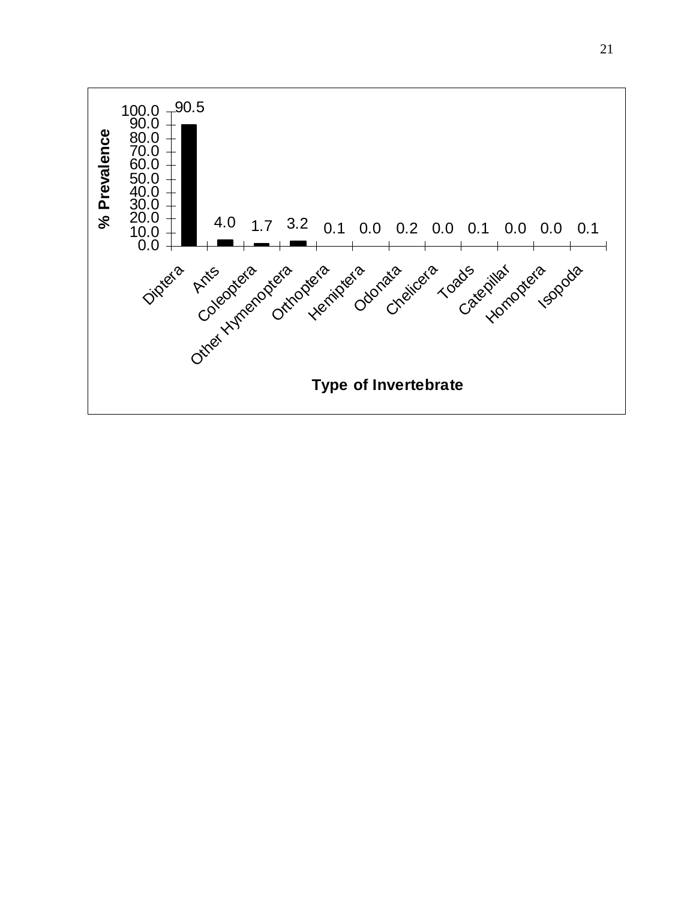| Type of Invertebrate | % Prevalence |
| --- | --- |
| Diptera | 90.5 |
| Ants | 4.0 |
| Coleoptera | 1.7 |
| Other Hymenoptera | 3.2 |
| Orthoptera | 0.1 |
| Hemiptera | 0.0 |
| Odonata | 0.2 |
| Chelicera | 0.0 |
| Toads | 0.1 |
| Catepillar | 0.0 |
| Homoptera | 0.0 |
| Isopoda | 0.1 |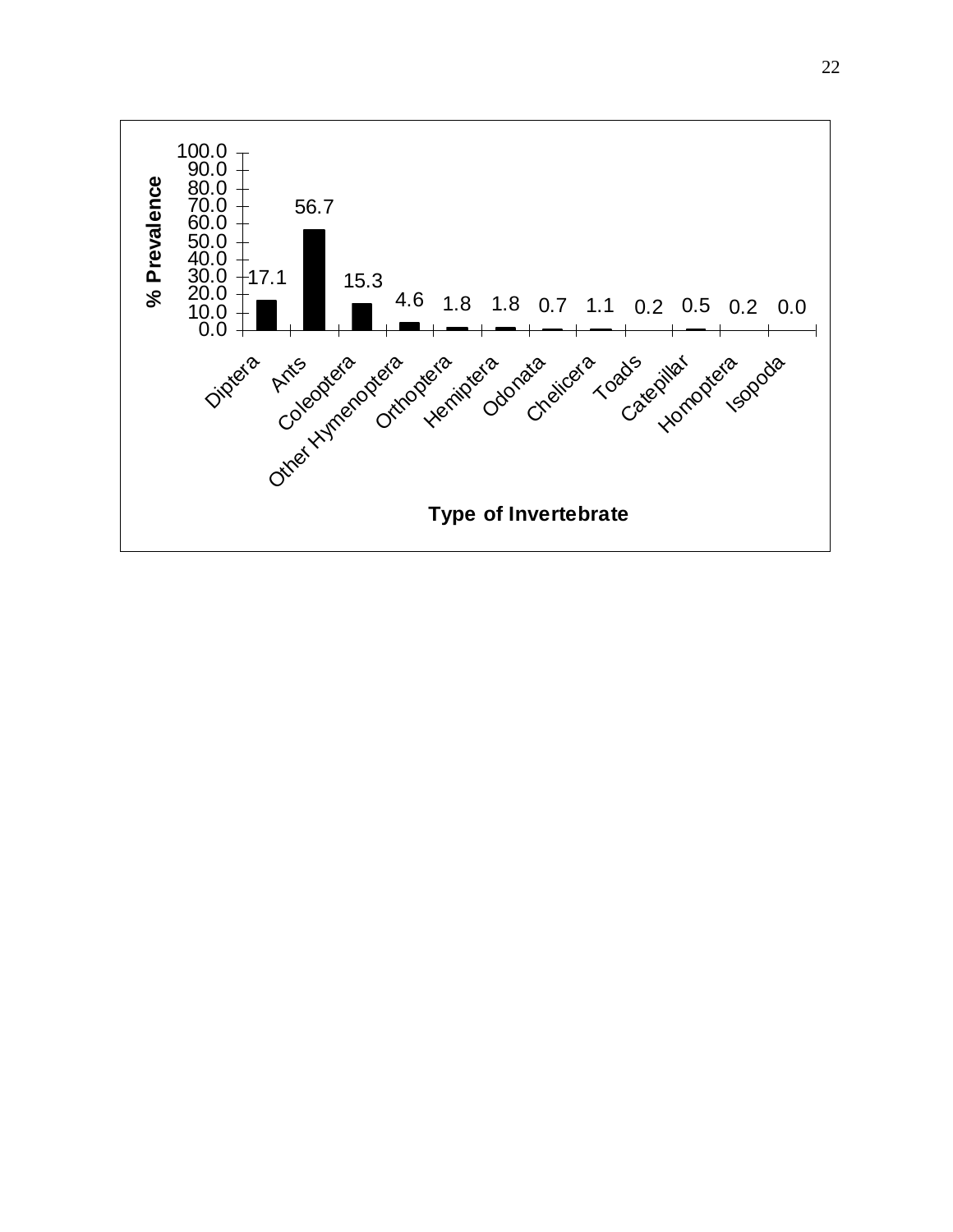| Type of Invertebrate | % Prevalence |
|---|---|
| Diptera | 17.1 |
| Ants | 56.7 |
| Coleoptera | 15.3 |
| Other Hymenoptera | 4.6 |
| Orthoptera | 1.8 |
| Hemiptera | 1.8 |
| Odonata | 0.7 |
| Chelicera | 1.1 |
| Toads | 0.2 |
| Catepillar | 0.5 |
| Homoptera | 0.2 |
| Isopoda | 0.0 |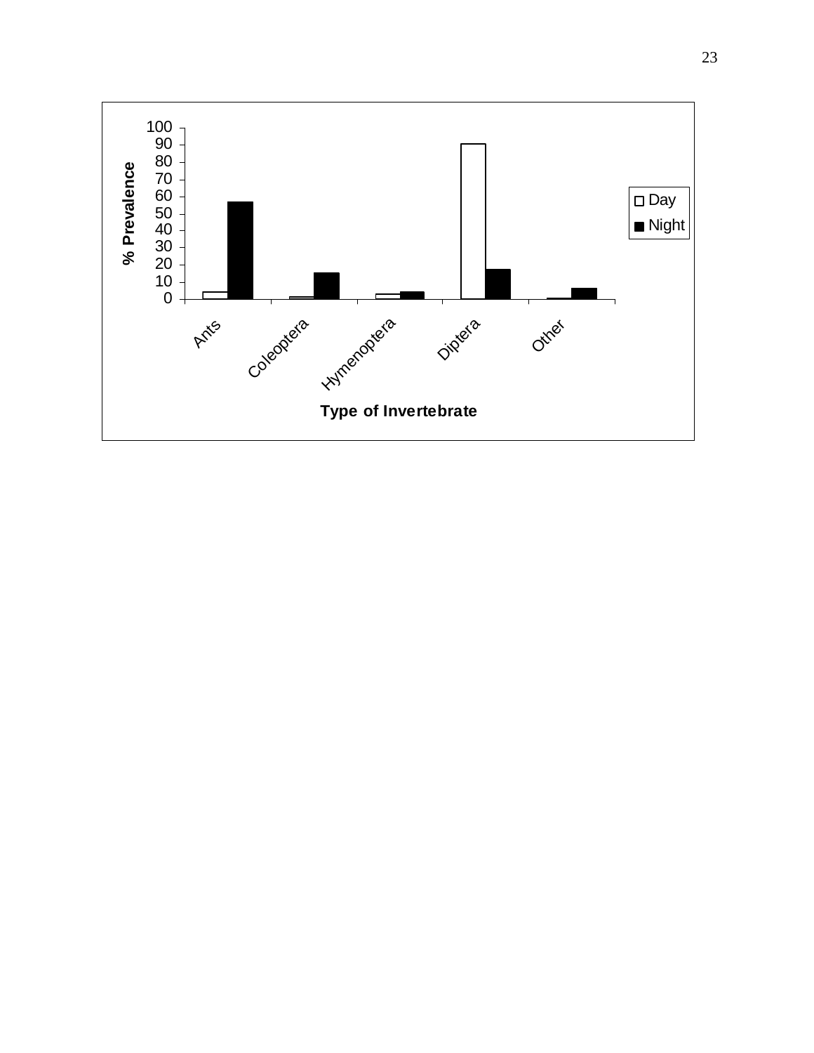% Prevalence

100
90
80
70
60
50
40
30
20
10
0

Ants | Coleoptera | Hymenoptera | Diptera | Other

Type of Invertebrate

□ Day
■ Night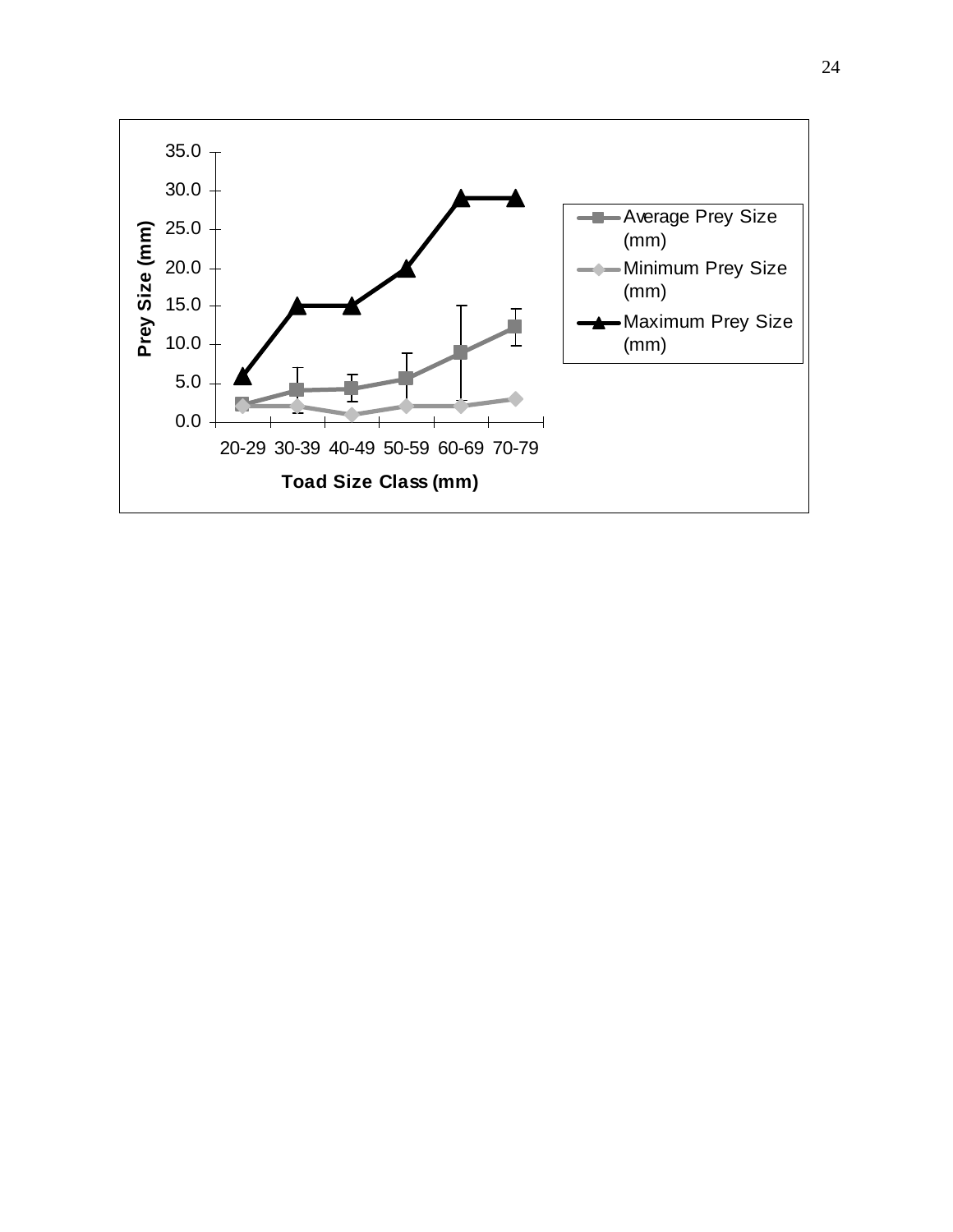Prey Size (mm)

35.0
30.0
25.0
20.0
15.0
10.0
5.0
0.0

20-29 30-39 40-49 50-59 60-69 70-79

Toad Size Class (mm)

- Average Prey Size (mm)
- Minimum Prey Size (mm)
- Maximum Prey Size (mm)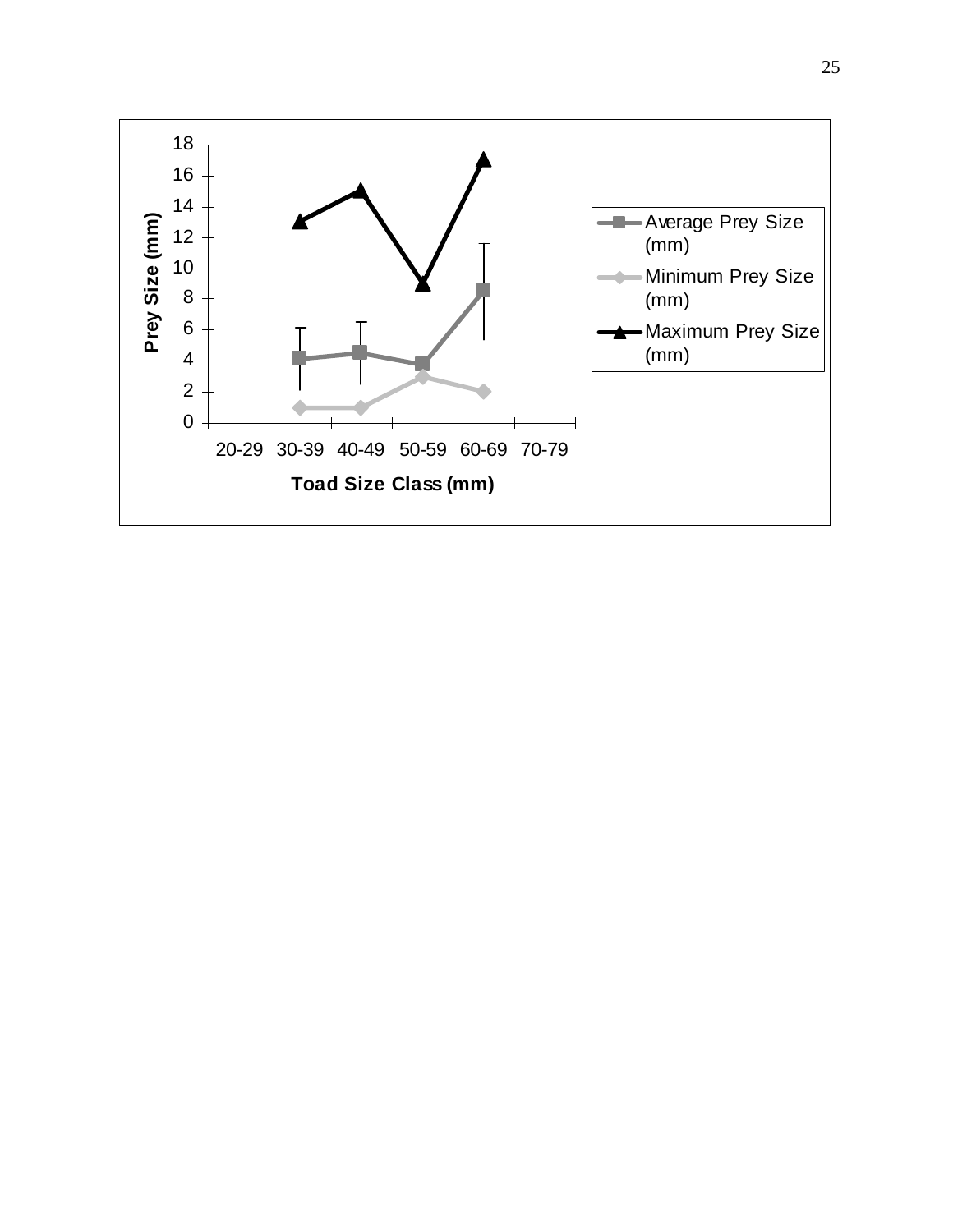Prey Size (mm)

18
16
14
12
10
8
6
4
2
0

20-29 30-39 40-49 50-59 60-69 70-79

Toad Size Class (mm)

- Average Prey Size (mm)
- Minimum Prey Size (mm)
- Maximum Prey Size (mm)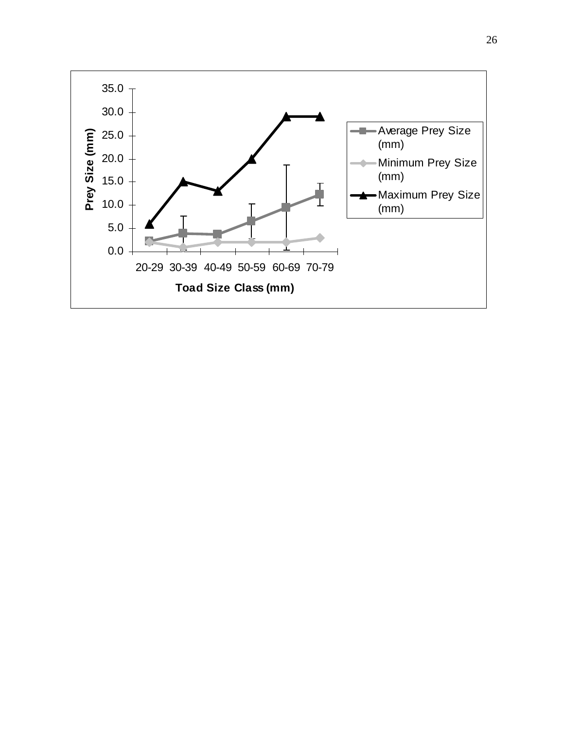Prey Size (mm)

35.0
30.0
25.0
20.0
15.0
10.0
5.0
0.0

20-29 30-39 40-49 50-59 60-69 70-79

Toad Size Class (mm)

- Average Prey Size (mm)
- Minimum Prey Size (mm)
- Maximum Prey Size (mm)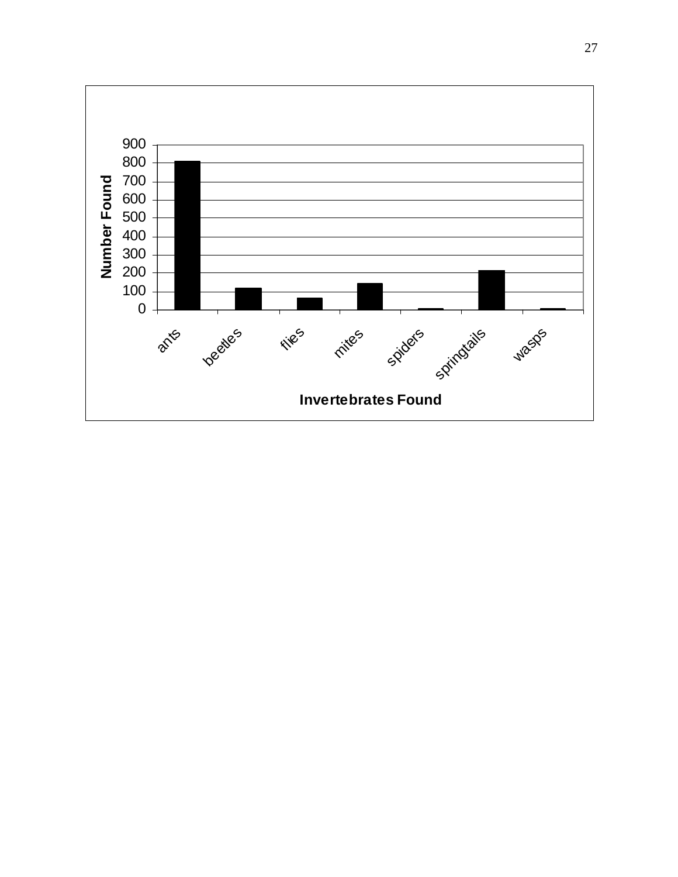900
800
700
600
500
400
300
200
100
0

**Number Found**

ants beetles flies mites spiders springtails wasps

**Invertebrates Found**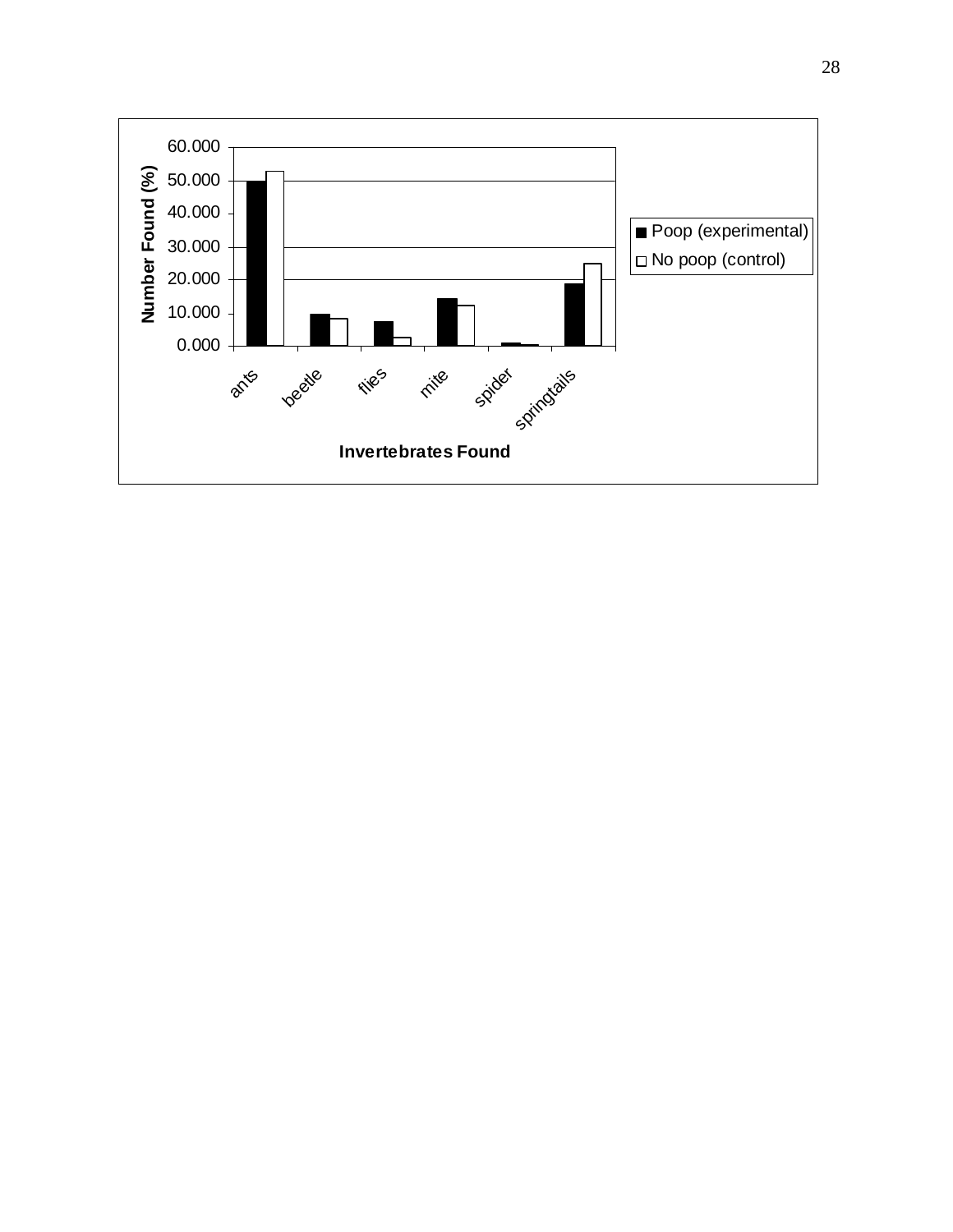60.000
50.000
40.000
30.000
20.000
10.000
0.000

Number Found (%)

■ Poop (experimental)
□ No poop (control)

ants
beetle
flies
mite
spider
springtails

Invertebrates Found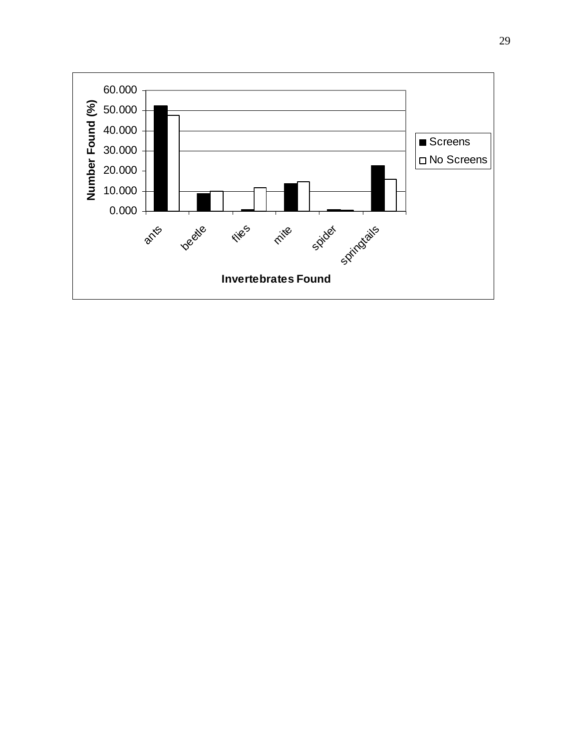Number Found (%)

60.000
50.000
40.000
30.000
20.000
10.000
0.000

ants | beetle | flies | mite | spider | springtails

Invertebrates Found

- Screens
- No Screens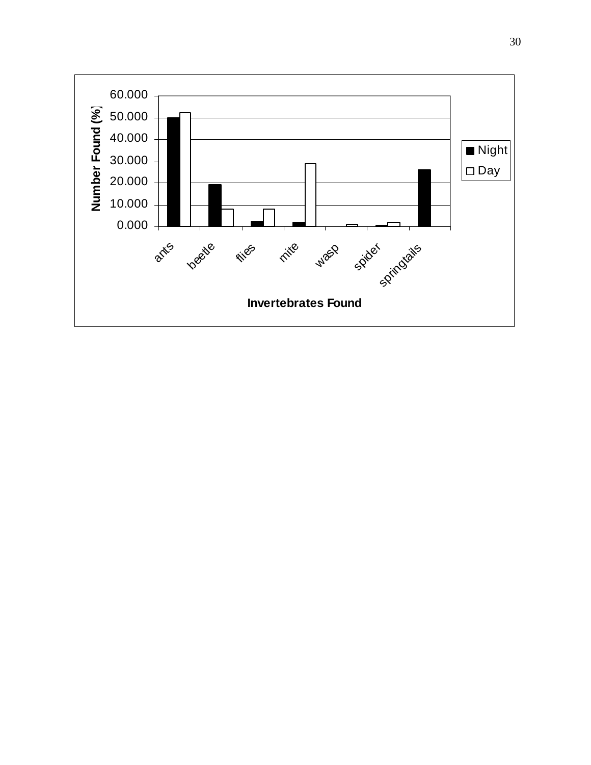Number Found (%)

60.000
50.000
40.000
30.000
20.000
10.000
0.000

ants
beetle
flies
mite
wasp
spider
springtails

Invertebrates Found

Night
Day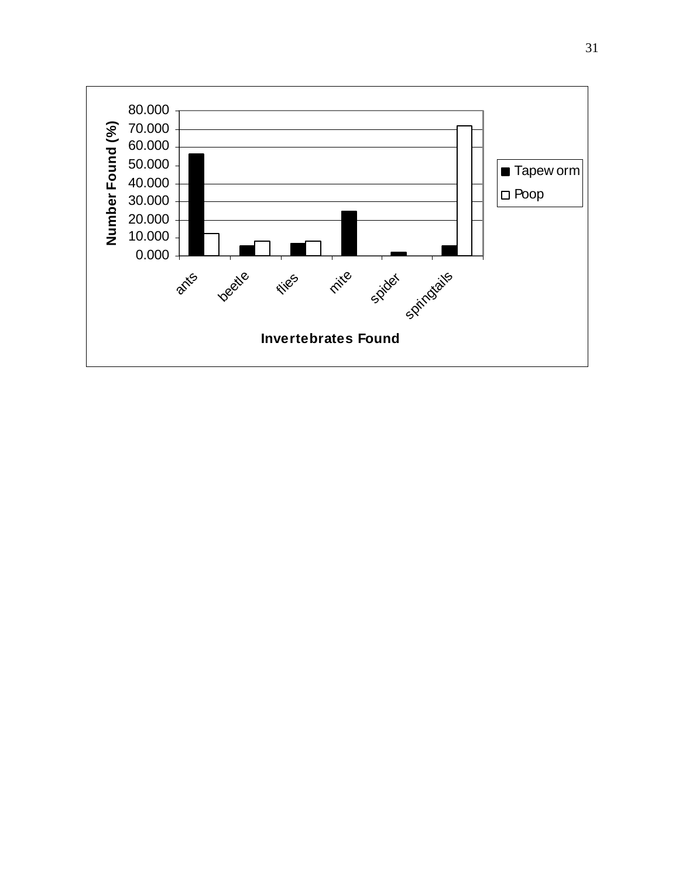Number Found (%)

80.000
70.000
60.000
50.000
40.000
30.000
20.000
10.000
0.000

ants beetle flies mite spider springtails

Invertebrates Found

■ Tapew orm
□ Poop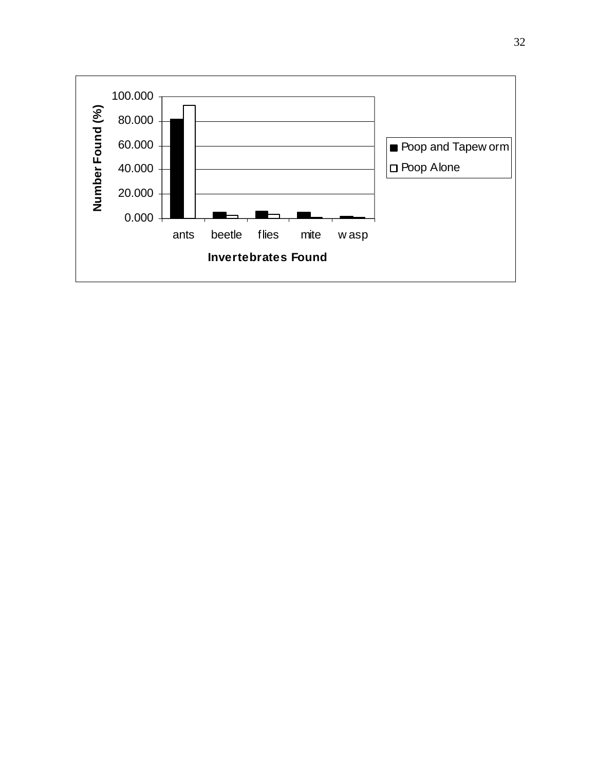Number Found (%)

100.000
80.000
60.000
40.000
20.000
0.000

ants beetle flies mite wasp

Invertebrates Found

■ Poop and Tapeworm
□ Poop Alone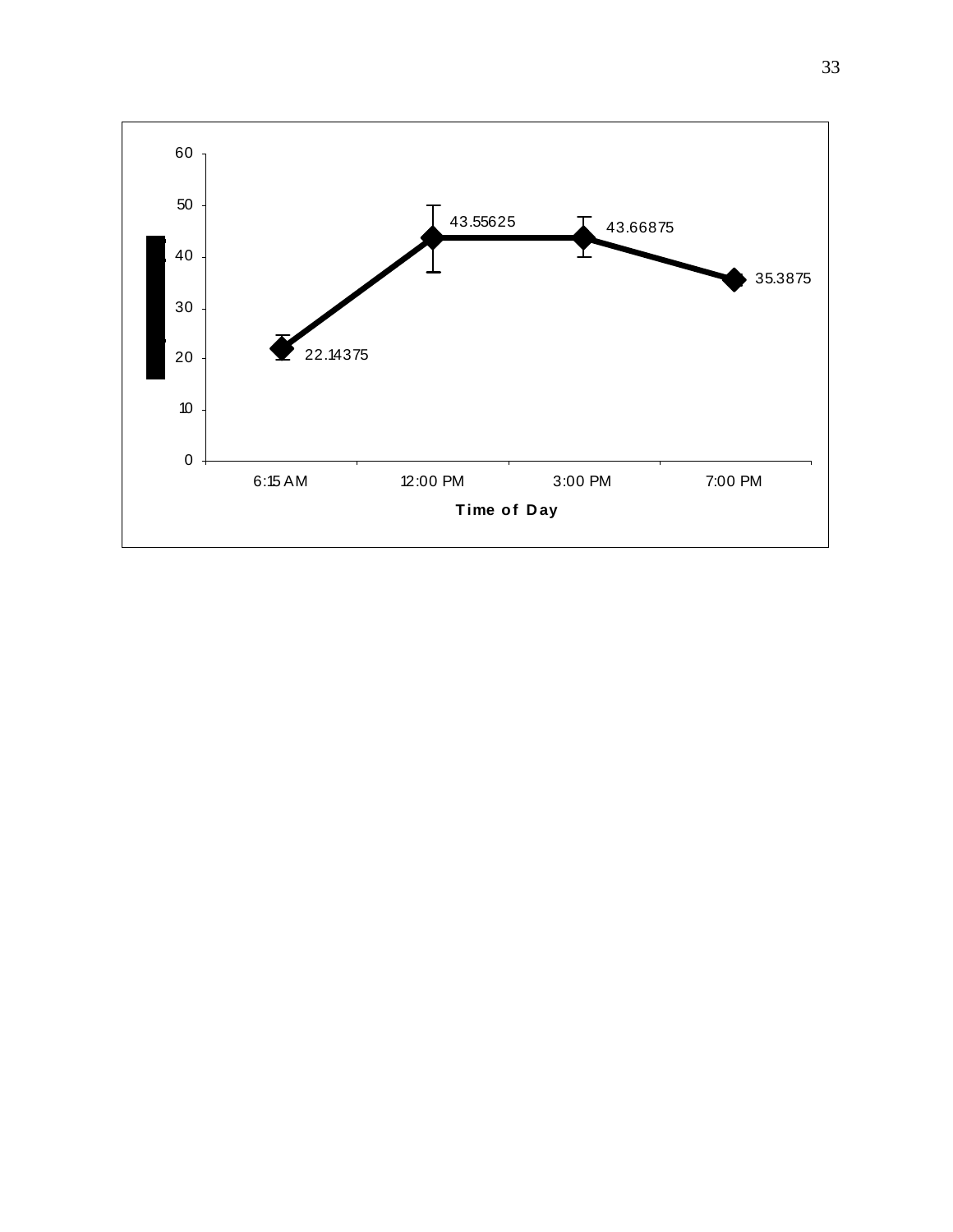| Time of Day | Value |
| --- | --- |
| 6:15 AM | 22.14375 |
| 12:00 PM | 43.55625 |
| 3:00 PM | 43.66875 |
| 7:00 PM | 35.3875 |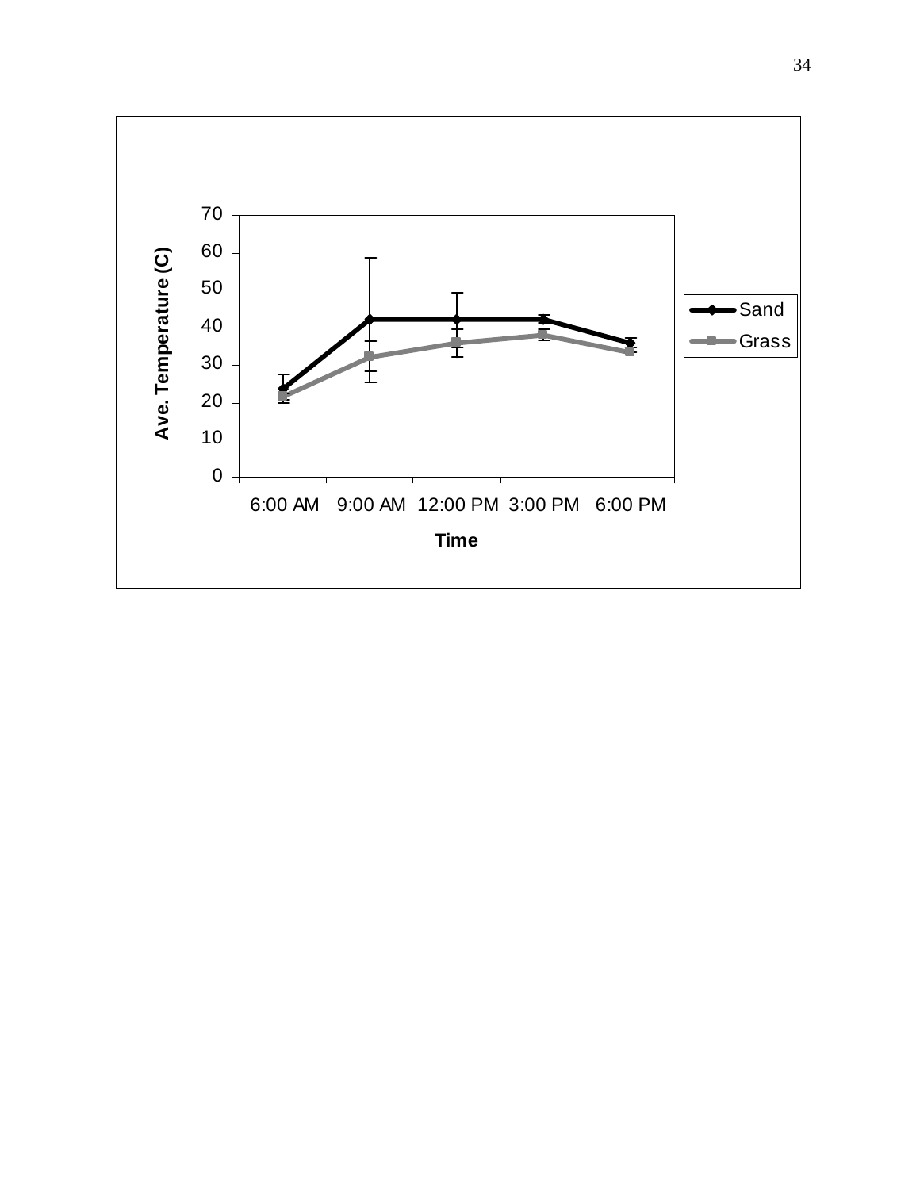70
60
50
40
30
20
10
0

Ave. Temperature (C)

6:00 AM 9:00 AM 12:00 PM 3:00 PM 6:00 PM

Time

Sand
Grass